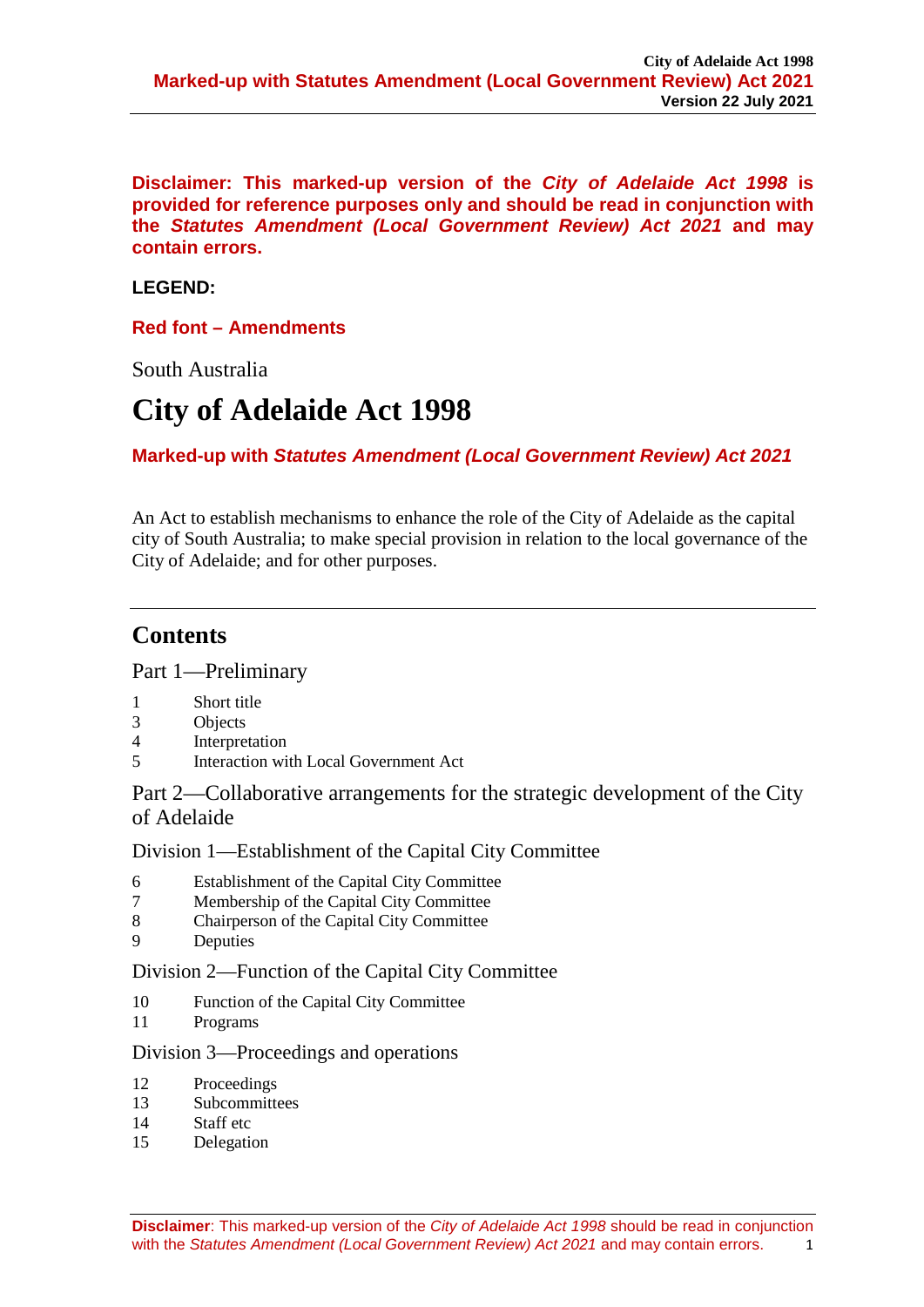**Disclaimer: This marked-up version of the *City of Adelaide Act 1998* is provided for reference purposes only and should be read in conjunction with the *Statutes Amendment (Local Government Review) Act 2021* and may contain errors.**

**LEGEND:**

**Red font – Amendments**

South Australia

# City of Adelaide Act 1998

**Marked-up with *Statutes Amendment (Local Government Review) Act 2021***

An Act to establish mechanisms to enhance the role of the City of Adelaide as the capital city of South Australia; to make special provision in relation to the local governance of the City of Adelaide; and for other purposes.

## Contents

### Part 1—Preliminary

1 Short title
3 Objects
4 Interpretation
5 Interaction with Local Government Act

### Part 2—Collaborative arrangements for the strategic development of the City of Adelaide

#### Division 1—Establishment of the Capital City Committee

6 Establishment of the Capital City Committee
7 Membership of the Capital City Committee
8 Chairperson of the Capital City Committee
9 Deputies

#### Division 2—Function of the Capital City Committee

10 Function of the Capital City Committee
11 Programs

#### Division 3—Proceedings and operations

12 Proceedings
13 Subcommittees
14 Staff etc
15 Delegation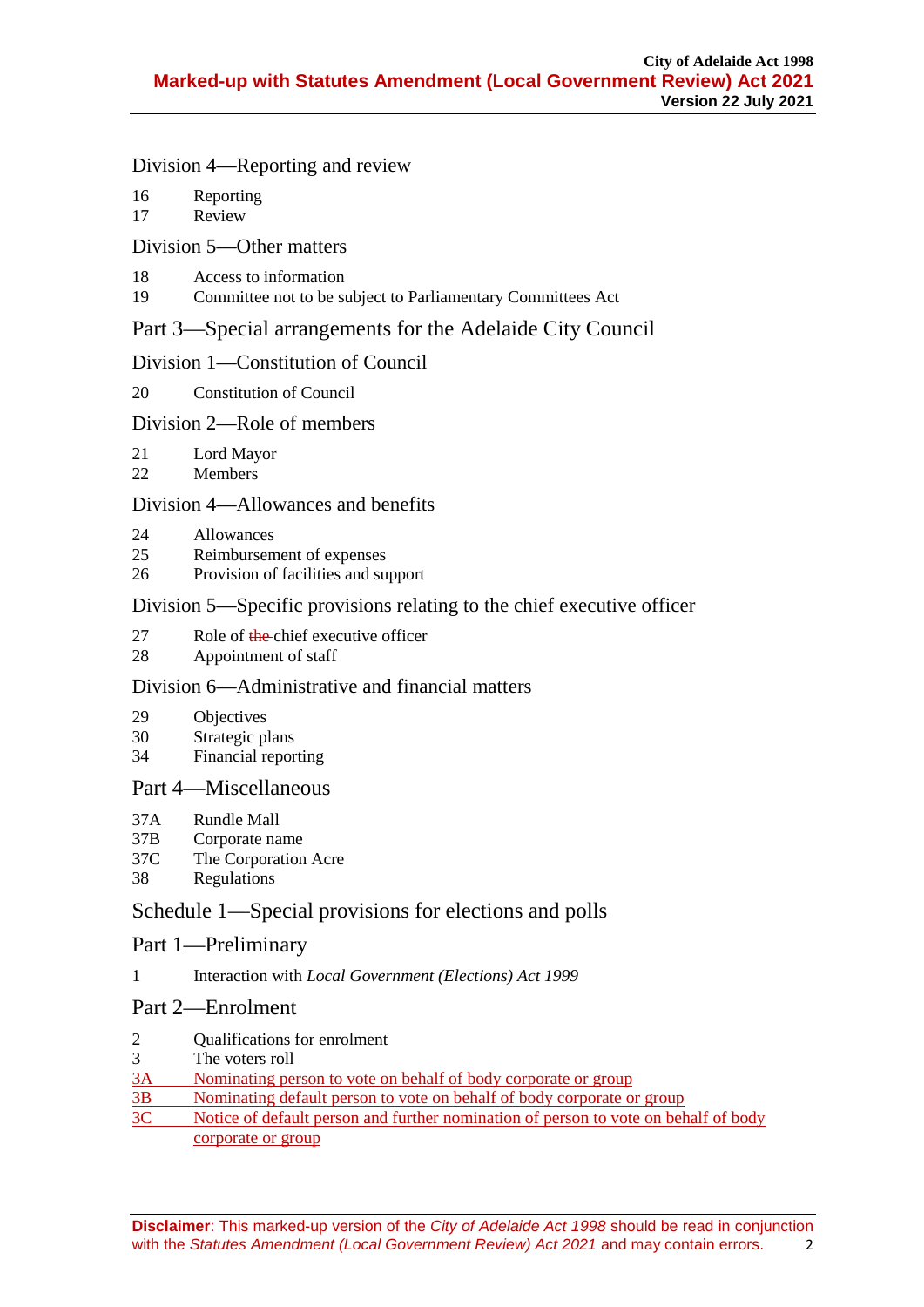Division 4—Reporting and review

16 Reporting
17 Review

Division 5—Other matters

18 Access to information
19 Committee not to be subject to Parliamentary Committees Act

Part 3—Special arrangements for the Adelaide City Council

Division 1—Constitution of Council

20 Constitution of Council

Division 2—Role of members

21 Lord Mayor
22 Members

Division 4—Allowances and benefits

24 Allowances
25 Reimbursement of expenses
26 Provision of facilities and support

Division 5—Specific provisions relating to the chief executive officer

27 Role of ~~the~~ chief executive officer
28 Appointment of staff

Division 6—Administrative and financial matters

29 Objectives
30 Strategic plans
34 Financial reporting

Part 4—Miscellaneous

37A Rundle Mall
37B Corporate name
37C The Corporation Acre
38 Regulations

Schedule 1—Special provisions for elections and polls

Part 1—Preliminary

1 Interaction with *Local Government (Elections) Act 1999*

Part 2—Enrolment

2 Qualifications for enrolment
3 The voters roll
3A Nominating person to vote on behalf of body corporate or group
3B Nominating default person to vote on behalf of body corporate or group
3C Notice of default person and further nomination of person to vote on behalf of body corporate or group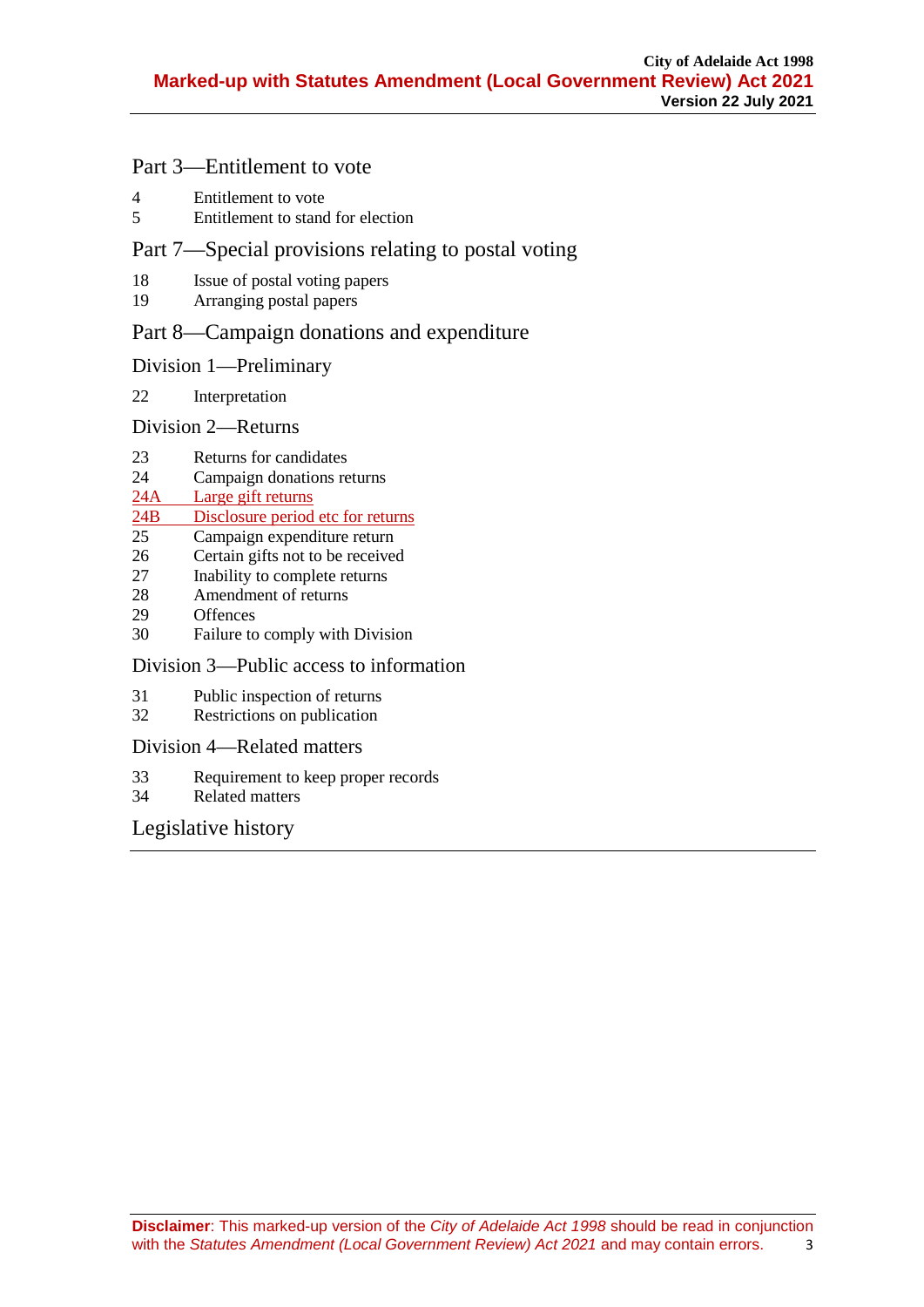## Part 3—Entitlement to vote

4 Entitlement to vote
5 Entitlement to stand for election

## Part 7—Special provisions relating to postal voting

18 Issue of postal voting papers
19 Arranging postal papers

## Part 8—Campaign donations and expenditure

### Division 1—Preliminary

22 Interpretation

### Division 2—Returns

23 Returns for candidates
24 Campaign donations returns
24A Large gift returns
24B Disclosure period etc for returns
25 Campaign expenditure return
26 Certain gifts not to be received
27 Inability to complete returns
28 Amendment of returns
29 Offences
30 Failure to comply with Division

### Division 3—Public access to information

31 Public inspection of returns
32 Restrictions on publication

### Division 4—Related matters

33 Requirement to keep proper records
34 Related matters

## Legislative history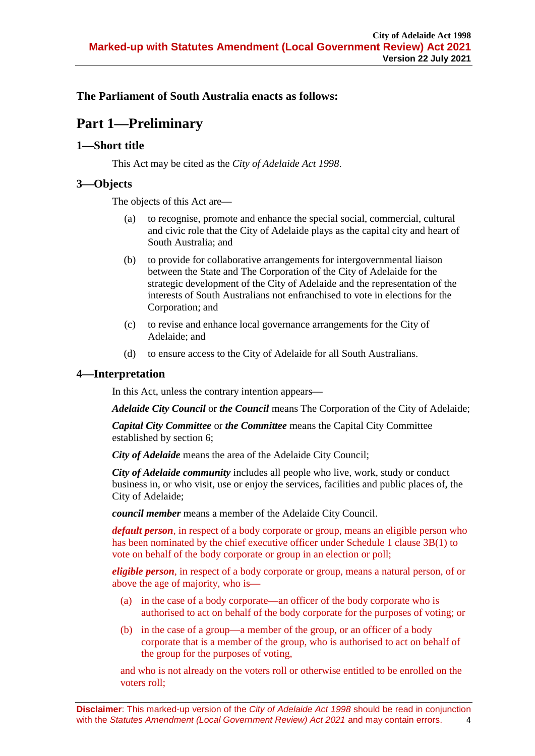**The Parliament of South Australia enacts as follows:**

# Part 1—Preliminary

## 1—Short title

This Act may be cited as the *City of Adelaide Act 1998*.

## 3—Objects

The objects of this Act are—

(a) to recognise, promote and enhance the special social, commercial, cultural and civic role that the City of Adelaide plays as the capital city and heart of South Australia; and

(b) to provide for collaborative arrangements for intergovernmental liaison between the State and The Corporation of the City of Adelaide for the strategic development of the City of Adelaide and the representation of the interests of South Australians not enfranchised to vote in elections for the Corporation; and

(c) to revise and enhance local governance arrangements for the City of Adelaide; and

(d) to ensure access to the City of Adelaide for all South Australians.

## 4—Interpretation

In this Act, unless the contrary intention appears—

***Adelaide City Council*** or ***the Council*** means The Corporation of the City of Adelaide;

***Capital City Committee*** or ***the Committee*** means the Capital City Committee established by section 6;

***City of Adelaide*** means the area of the Adelaide City Council;

***City of Adelaide community*** includes all people who live, work, study or conduct business in, or who visit, use or enjoy the services, facilities and public places of, the City of Adelaide;

***council member*** means a member of the Adelaide City Council.

***default person***, in respect of a body corporate or group, means an eligible person who has been nominated by the chief executive officer under Schedule 1 clause 3B(1) to vote on behalf of the body corporate or group in an election or poll;

***eligible person***, in respect of a body corporate or group, means a natural person, of or above the age of majority, who is—

(a) in the case of a body corporate—an officer of the body corporate who is authorised to act on behalf of the body corporate for the purposes of voting; or

(b) in the case of a group—a member of the group, or an officer of a body corporate that is a member of the group, who is authorised to act on behalf of the group for the purposes of voting,

and who is not already on the voters roll or otherwise entitled to be enrolled on the voters roll;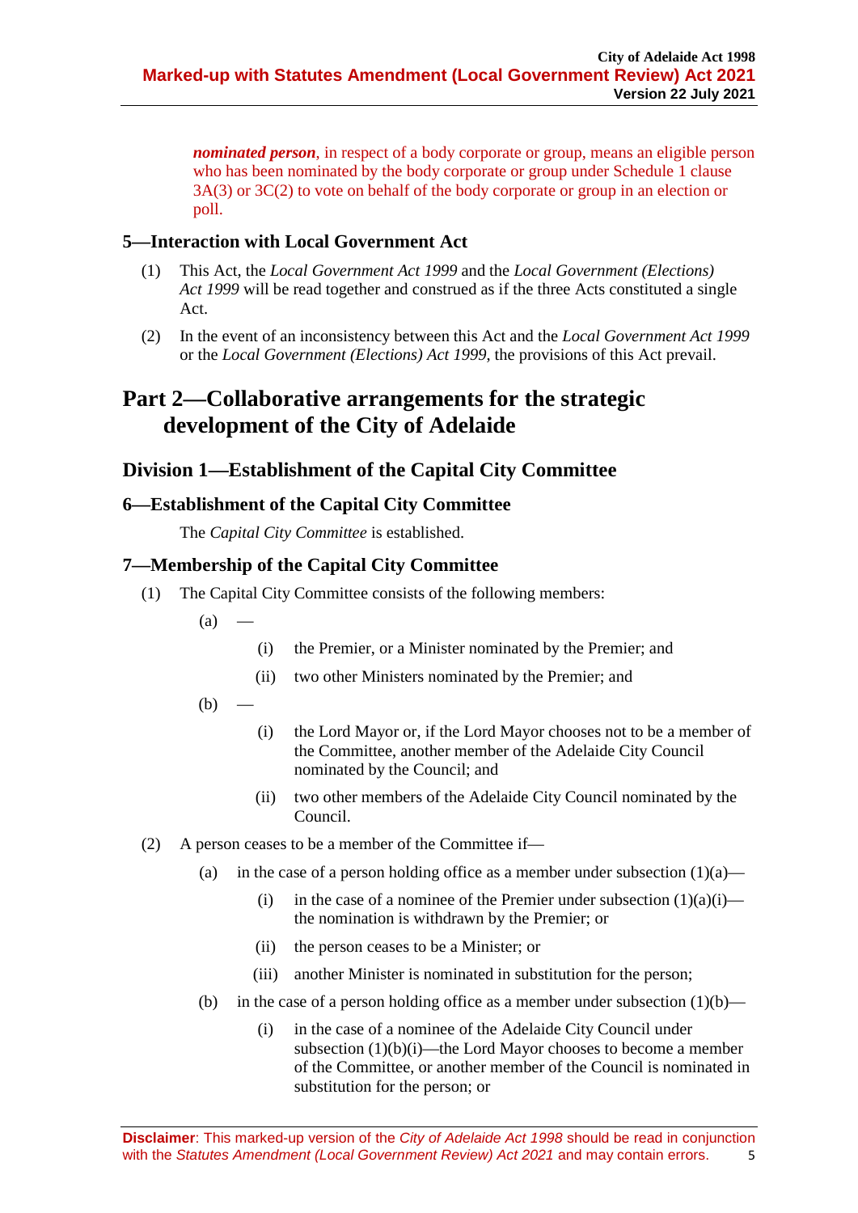***nominated person***, in respect of a body corporate or group, means an eligible person who has been nominated by the body corporate or group under Schedule 1 clause 3A(3) or 3C(2) to vote on behalf of the body corporate or group in an election or poll.

### 5—Interaction with Local Government Act

(1) This Act, the *Local Government Act 1999* and the *Local Government (Elections) Act 1999* will be read together and construed as if the three Acts constituted a single Act.

(2) In the event of an inconsistency between this Act and the *Local Government Act 1999* or the *Local Government (Elections) Act 1999*, the provisions of this Act prevail.

# Part 2—Collaborative arrangements for the strategic development of the City of Adelaide

## Division 1—Establishment of the Capital City Committee

### 6—Establishment of the Capital City Committee

The *Capital City Committee* is established.

### 7—Membership of the Capital City Committee

(1) The Capital City Committee consists of the following members:

- (a) —
  - (i) the Premier, or a Minister nominated by the Premier; and
  - (ii) two other Ministers nominated by the Premier; and
- (b) —
  - (i) the Lord Mayor or, if the Lord Mayor chooses not to be a member of the Committee, another member of the Adelaide City Council nominated by the Council; and
  - (ii) two other members of the Adelaide City Council nominated by the Council.

(2) A person ceases to be a member of the Committee if—

- (a) in the case of a person holding office as a member under subsection (1)(a)—
  - (i) in the case of a nominee of the Premier under subsection (1)(a)(i)—the nomination is withdrawn by the Premier; or
  - (ii) the person ceases to be a Minister; or
  - (iii) another Minister is nominated in substitution for the person;
- (b) in the case of a person holding office as a member under subsection (1)(b)—
  - (i) in the case of a nominee of the Adelaide City Council under subsection (1)(b)(i)—the Lord Mayor chooses to become a member of the Committee, or another member of the Council is nominated in substitution for the person; or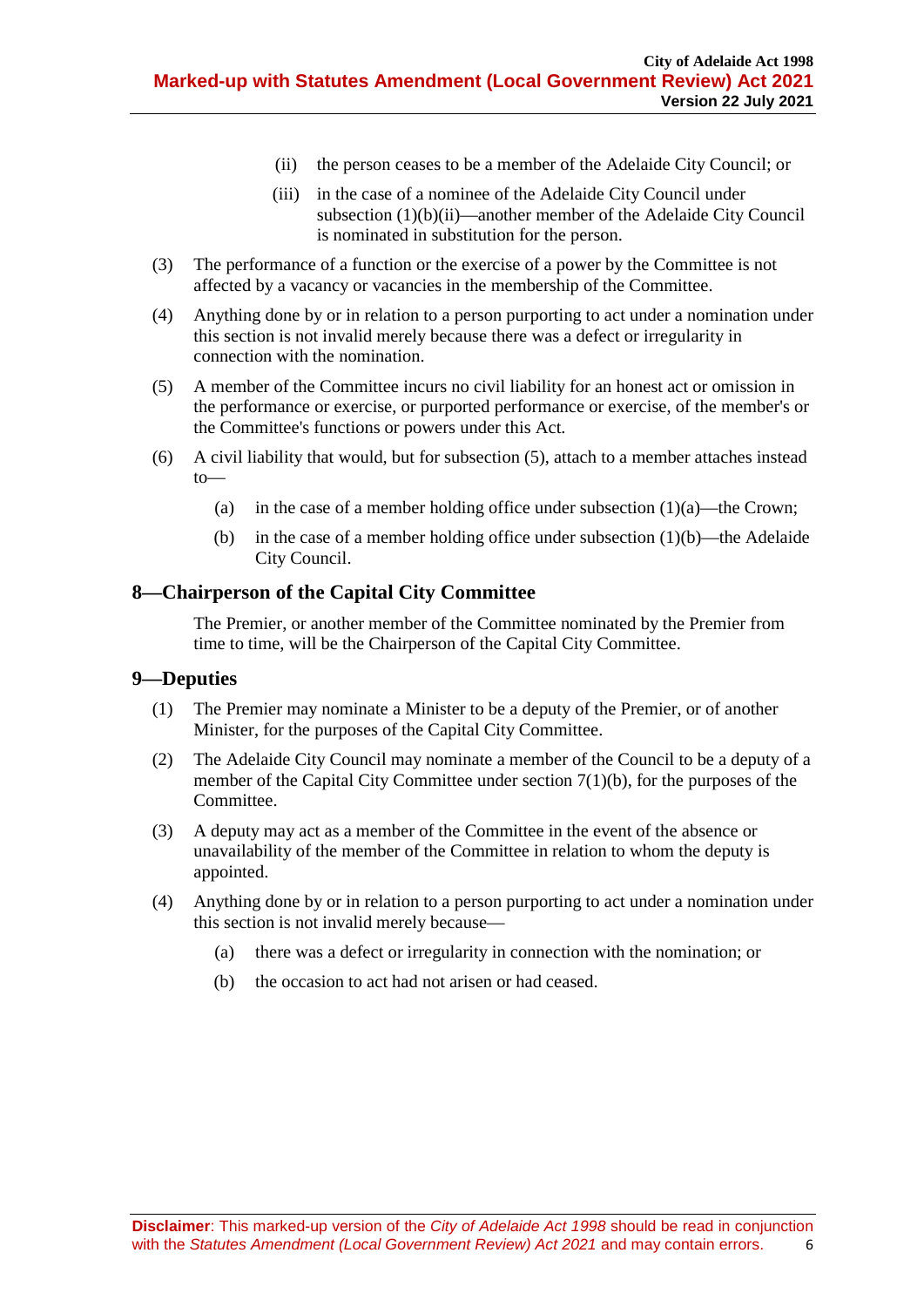(ii) the person ceases to be a member of the Adelaide City Council; or

(iii) in the case of a nominee of the Adelaide City Council under subsection (1)(b)(ii)—another member of the Adelaide City Council is nominated in substitution for the person.

(3) The performance of a function or the exercise of a power by the Committee is not affected by a vacancy or vacancies in the membership of the Committee.

(4) Anything done by or in relation to a person purporting to act under a nomination under this section is not invalid merely because there was a defect or irregularity in connection with the nomination.

(5) A member of the Committee incurs no civil liability for an honest act or omission in the performance or exercise, or purported performance or exercise, of the member's or the Committee's functions or powers under this Act.

(6) A civil liability that would, but for subsection (5), attach to a member attaches instead to—

(a) in the case of a member holding office under subsection (1)(a)—the Crown;

(b) in the case of a member holding office under subsection (1)(b)—the Adelaide City Council.

## 8—Chairperson of the Capital City Committee

The Premier, or another member of the Committee nominated by the Premier from time to time, will be the Chairperson of the Capital City Committee.

## 9—Deputies

(1) The Premier may nominate a Minister to be a deputy of the Premier, or of another Minister, for the purposes of the Capital City Committee.

(2) The Adelaide City Council may nominate a member of the Council to be a deputy of a member of the Capital City Committee under section 7(1)(b), for the purposes of the Committee.

(3) A deputy may act as a member of the Committee in the event of the absence or unavailability of the member of the Committee in relation to whom the deputy is appointed.

(4) Anything done by or in relation to a person purporting to act under a nomination under this section is not invalid merely because—

(a) there was a defect or irregularity in connection with the nomination; or

(b) the occasion to act had not arisen or had ceased.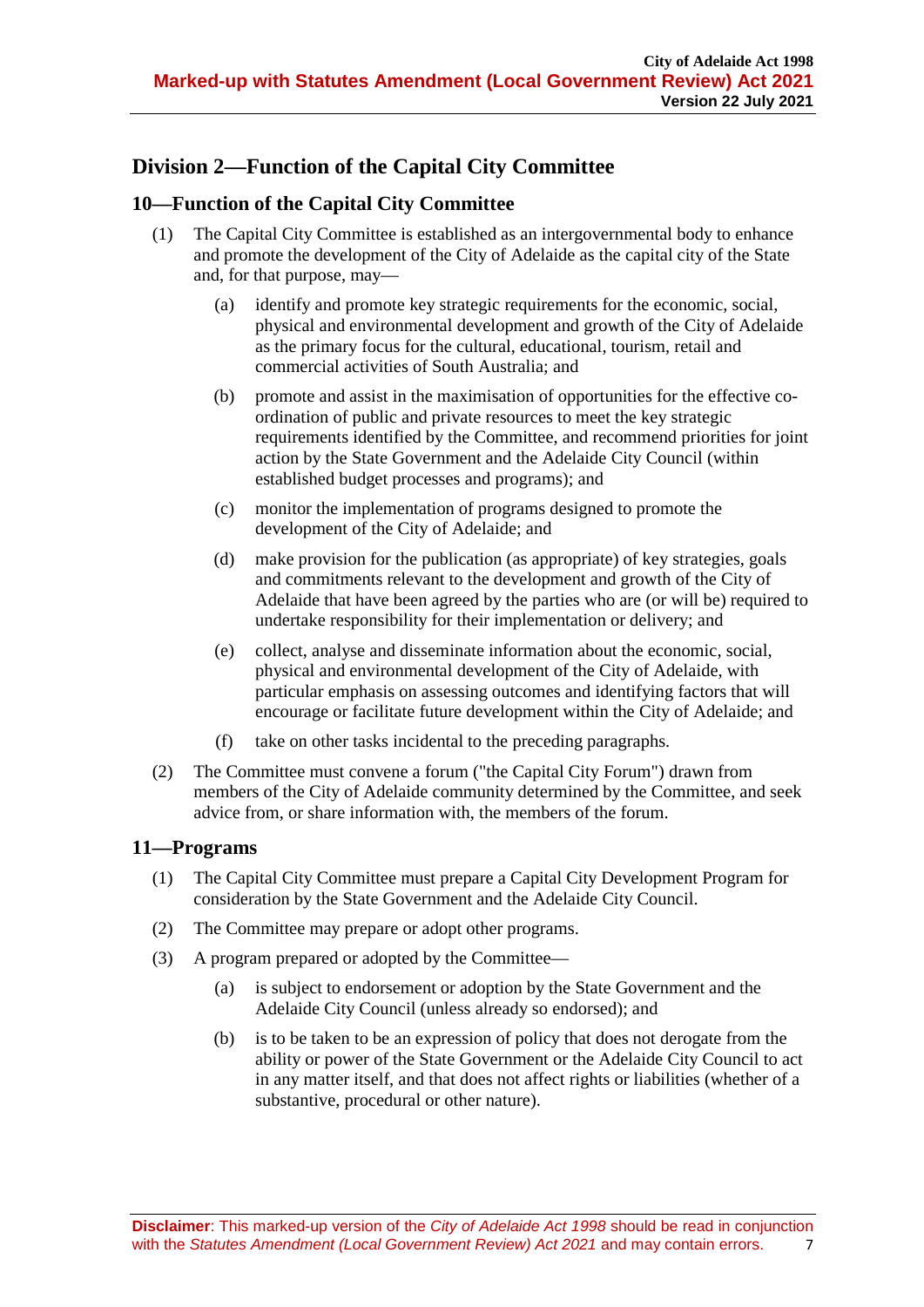## Division 2—Function of the Capital City Committee

### 10—Function of the Capital City Committee

(1) The Capital City Committee is established as an intergovernmental body to enhance and promote the development of the City of Adelaide as the capital city of the State and, for that purpose, may—

- (a) identify and promote key strategic requirements for the economic, social, physical and environmental development and growth of the City of Adelaide as the primary focus for the cultural, educational, tourism, retail and commercial activities of South Australia; and
- (b) promote and assist in the maximisation of opportunities for the effective co-ordination of public and private resources to meet the key strategic requirements identified by the Committee, and recommend priorities for joint action by the State Government and the Adelaide City Council (within established budget processes and programs); and
- (c) monitor the implementation of programs designed to promote the development of the City of Adelaide; and
- (d) make provision for the publication (as appropriate) of key strategies, goals and commitments relevant to the development and growth of the City of Adelaide that have been agreed by the parties who are (or will be) required to undertake responsibility for their implementation or delivery; and
- (e) collect, analyse and disseminate information about the economic, social, physical and environmental development of the City of Adelaide, with particular emphasis on assessing outcomes and identifying factors that will encourage or facilitate future development within the City of Adelaide; and
- (f) take on other tasks incidental to the preceding paragraphs.

(2) The Committee must convene a forum ("the Capital City Forum") drawn from members of the City of Adelaide community determined by the Committee, and seek advice from, or share information with, the members of the forum.

### 11—Programs

(1) The Capital City Committee must prepare a Capital City Development Program for consideration by the State Government and the Adelaide City Council.

(2) The Committee may prepare or adopt other programs.

(3) A program prepared or adopted by the Committee—

- (a) is subject to endorsement or adoption by the State Government and the Adelaide City Council (unless already so endorsed); and
- (b) is to be taken to be an expression of policy that does not derogate from the ability or power of the State Government or the Adelaide City Council to act in any matter itself, and that does not affect rights or liabilities (whether of a substantive, procedural or other nature).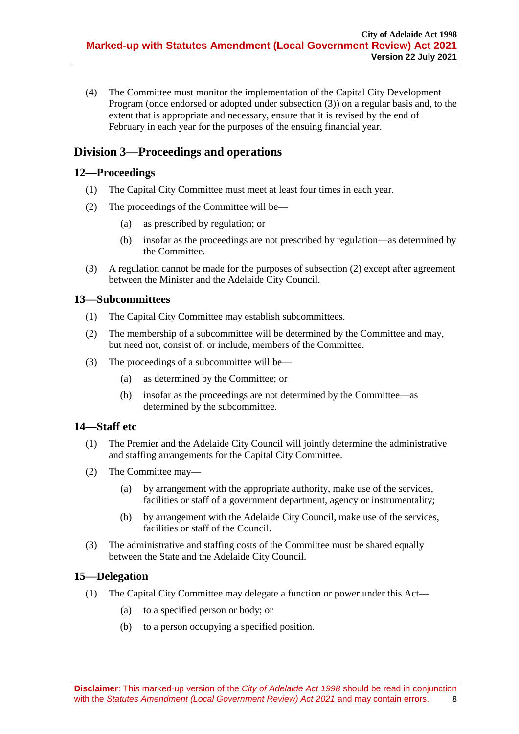(4) The Committee must monitor the implementation of the Capital City Development Program (once endorsed or adopted under subsection (3)) on a regular basis and, to the extent that is appropriate and necessary, ensure that it is revised by the end of February in each year for the purposes of the ensuing financial year.

## Division 3—Proceedings and operations

### 12—Proceedings

(1) The Capital City Committee must meet at least four times in each year.

(2) The proceedings of the Committee will be—

  (a) as prescribed by regulation; or

  (b) insofar as the proceedings are not prescribed by regulation—as determined by the Committee.

(3) A regulation cannot be made for the purposes of subsection (2) except after agreement between the Minister and the Adelaide City Council.

### 13—Subcommittees

(1) The Capital City Committee may establish subcommittees.

(2) The membership of a subcommittee will be determined by the Committee and may, but need not, consist of, or include, members of the Committee.

(3) The proceedings of a subcommittee will be—

  (a) as determined by the Committee; or

  (b) insofar as the proceedings are not determined by the Committee—as determined by the subcommittee.

### 14—Staff etc

(1) The Premier and the Adelaide City Council will jointly determine the administrative and staffing arrangements for the Capital City Committee.

(2) The Committee may—

  (a) by arrangement with the appropriate authority, make use of the services, facilities or staff of a government department, agency or instrumentality;

  (b) by arrangement with the Adelaide City Council, make use of the services, facilities or staff of the Council.

(3) The administrative and staffing costs of the Committee must be shared equally between the State and the Adelaide City Council.

### 15—Delegation

(1) The Capital City Committee may delegate a function or power under this Act—

  (a) to a specified person or body; or

  (b) to a person occupying a specified position.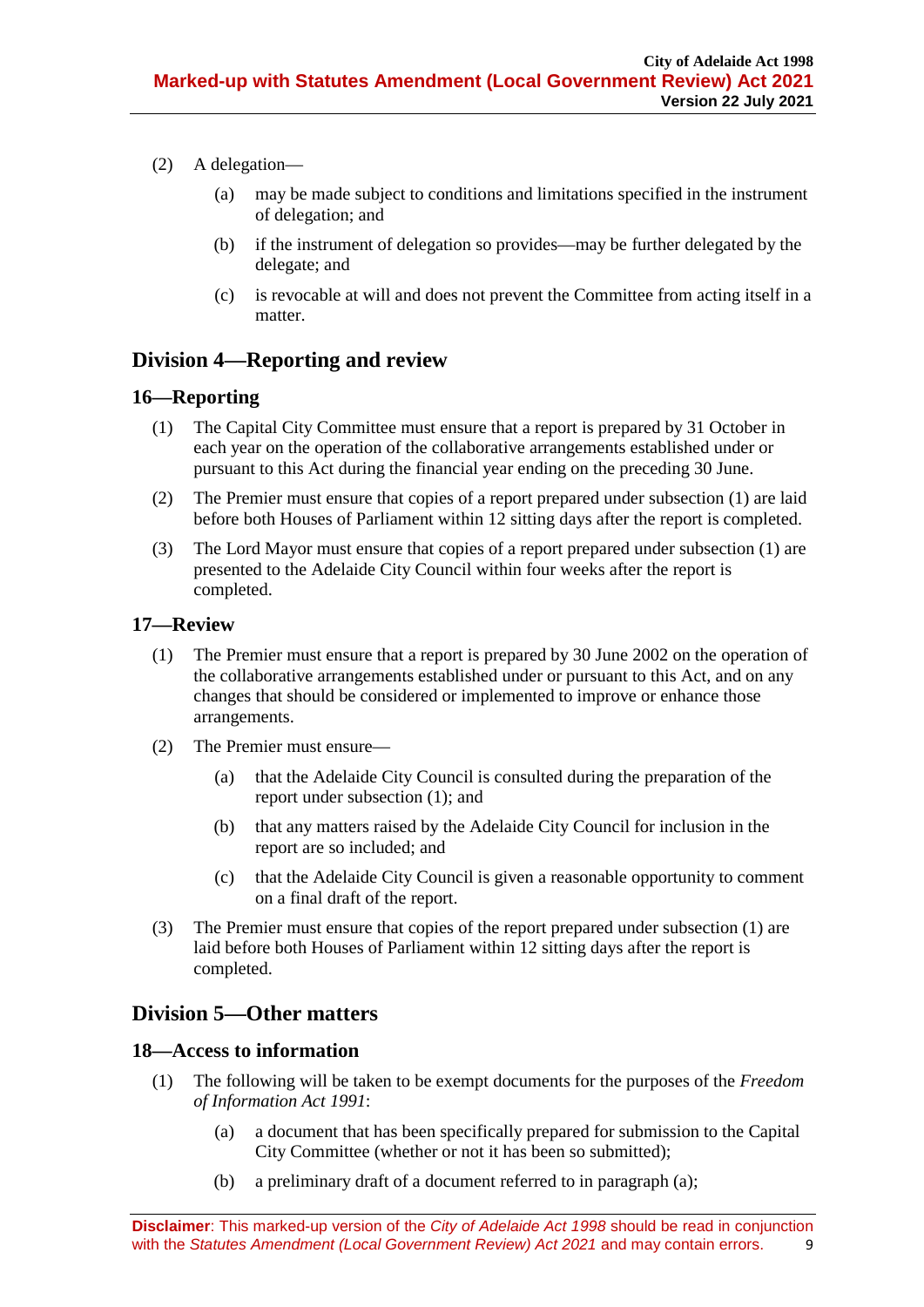(2) A delegation—

(a) may be made subject to conditions and limitations specified in the instrument of delegation; and

(b) if the instrument of delegation so provides—may be further delegated by the delegate; and

(c) is revocable at will and does not prevent the Committee from acting itself in a matter.

## Division 4—Reporting and review

### 16—Reporting

(1) The Capital City Committee must ensure that a report is prepared by 31 October in each year on the operation of the collaborative arrangements established under or pursuant to this Act during the financial year ending on the preceding 30 June.

(2) The Premier must ensure that copies of a report prepared under subsection (1) are laid before both Houses of Parliament within 12 sitting days after the report is completed.

(3) The Lord Mayor must ensure that copies of a report prepared under subsection (1) are presented to the Adelaide City Council within four weeks after the report is completed.

### 17—Review

(1) The Premier must ensure that a report is prepared by 30 June 2002 on the operation of the collaborative arrangements established under or pursuant to this Act, and on any changes that should be considered or implemented to improve or enhance those arrangements.

(2) The Premier must ensure—

(a) that the Adelaide City Council is consulted during the preparation of the report under subsection (1); and

(b) that any matters raised by the Adelaide City Council for inclusion in the report are so included; and

(c) that the Adelaide City Council is given a reasonable opportunity to comment on a final draft of the report.

(3) The Premier must ensure that copies of the report prepared under subsection (1) are laid before both Houses of Parliament within 12 sitting days after the report is completed.

## Division 5—Other matters

### 18—Access to information

(1) The following will be taken to be exempt documents for the purposes of the *Freedom of Information Act 1991*:

(a) a document that has been specifically prepared for submission to the Capital City Committee (whether or not it has been so submitted);

(b) a preliminary draft of a document referred to in paragraph (a);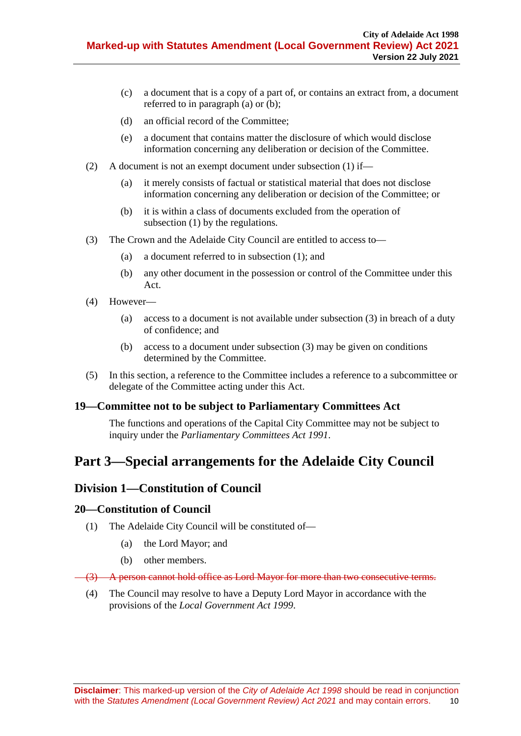(c) a document that is a copy of a part of, or contains an extract from, a document referred to in paragraph (a) or (b);

(d) an official record of the Committee;

(e) a document that contains matter the disclosure of which would disclose information concerning any deliberation or decision of the Committee.

(2) A document is not an exempt document under subsection (1) if—

(a) it merely consists of factual or statistical material that does not disclose information concerning any deliberation or decision of the Committee; or

(b) it is within a class of documents excluded from the operation of subsection (1) by the regulations.

(3) The Crown and the Adelaide City Council are entitled to access to—

(a) a document referred to in subsection (1); and

(b) any other document in the possession or control of the Committee under this Act.

(4) However—

(a) access to a document is not available under subsection (3) in breach of a duty of confidence; and

(b) access to a document under subsection (3) may be given on conditions determined by the Committee.

(5) In this section, a reference to the Committee includes a reference to a subcommittee or delegate of the Committee acting under this Act.

### 19—Committee not to be subject to Parliamentary Committees Act

The functions and operations of the Capital City Committee may not be subject to inquiry under the *Parliamentary Committees Act 1991*.

# Part 3—Special arrangements for the Adelaide City Council

## Division 1—Constitution of Council

### 20—Constitution of Council

(1) The Adelaide City Council will be constituted of—

(a) the Lord Mayor; and

(b) other members.

~~(3) A person cannot hold office as Lord Mayor for more than two consecutive terms.~~

(4) The Council may resolve to have a Deputy Lord Mayor in accordance with the provisions of the *Local Government Act 1999*.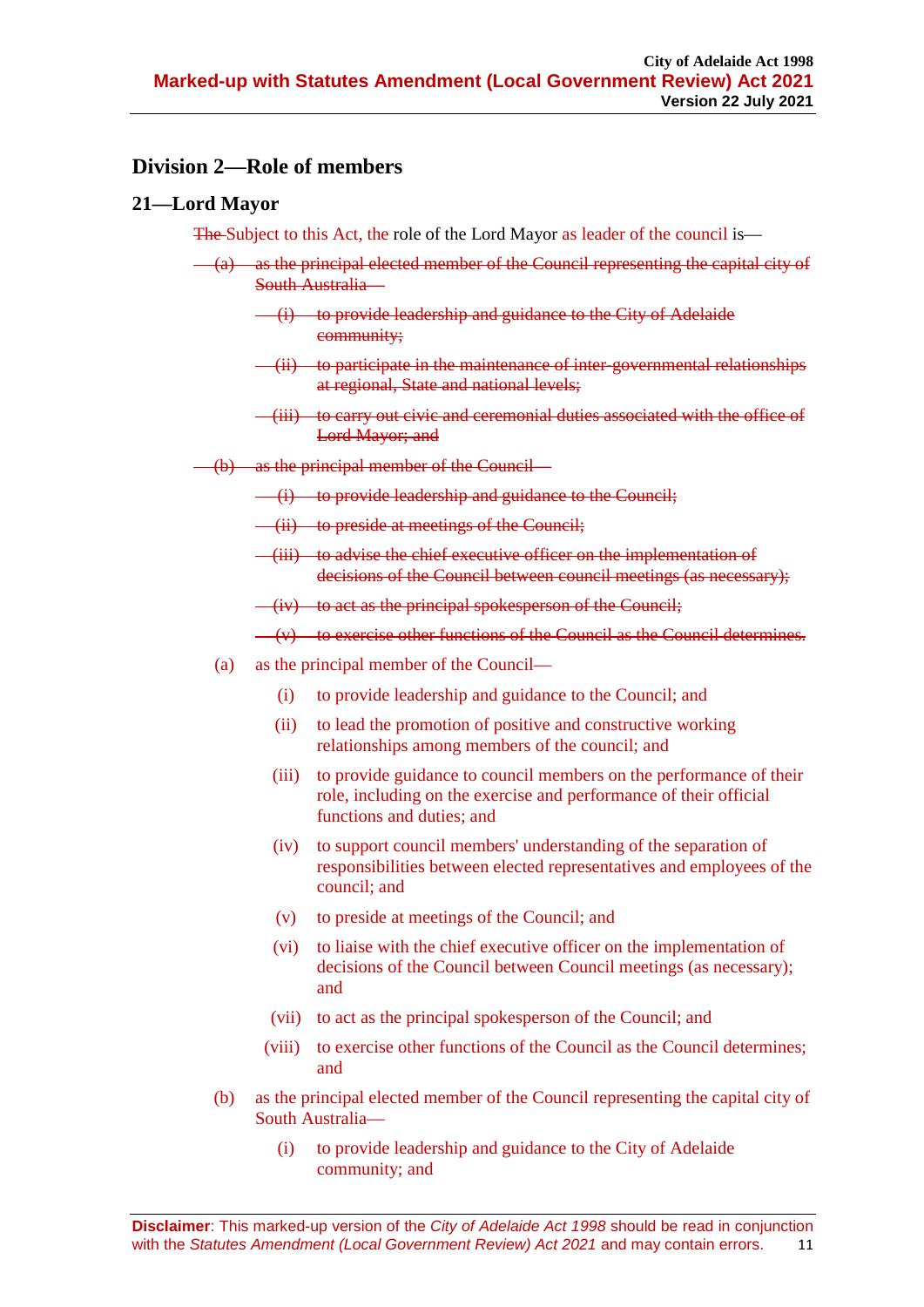## Division 2—Role of members

### 21—Lord Mayor

~~The~~ Subject to this Act, the role of the Lord Mayor as leader of the council is—

~~(a) as the principal elected member of the Council representing the capital city of South Australia—~~

~~(i) to provide leadership and guidance to the City of Adelaide community;~~

~~(ii) to participate in the maintenance of inter-governmental relationships at regional, State and national levels;~~

~~(iii) to carry out civic and ceremonial duties associated with the office of Lord Mayor; and~~

~~(b) as the principal member of the Council—~~

~~(i) to provide leadership and guidance to the Council;~~

~~(ii) to preside at meetings of the Council;~~

~~(iii) to advise the chief executive officer on the implementation of decisions of the Council between council meetings (as necessary);~~

~~(iv) to act as the principal spokesperson of the Council;~~

~~(v) to exercise other functions of the Council as the Council determines.~~

(a) as the principal member of the Council—

(i) to provide leadership and guidance to the Council; and

(ii) to lead the promotion of positive and constructive working relationships among members of the council; and

(iii) to provide guidance to council members on the performance of their role, including on the exercise and performance of their official functions and duties; and

(iv) to support council members' understanding of the separation of responsibilities between elected representatives and employees of the council; and

(v) to preside at meetings of the Council; and

(vi) to liaise with the chief executive officer on the implementation of decisions of the Council between Council meetings (as necessary); and

(vii) to act as the principal spokesperson of the Council; and

(viii) to exercise other functions of the Council as the Council determines; and

(b) as the principal elected member of the Council representing the capital city of South Australia—

(i) to provide leadership and guidance to the City of Adelaide community; and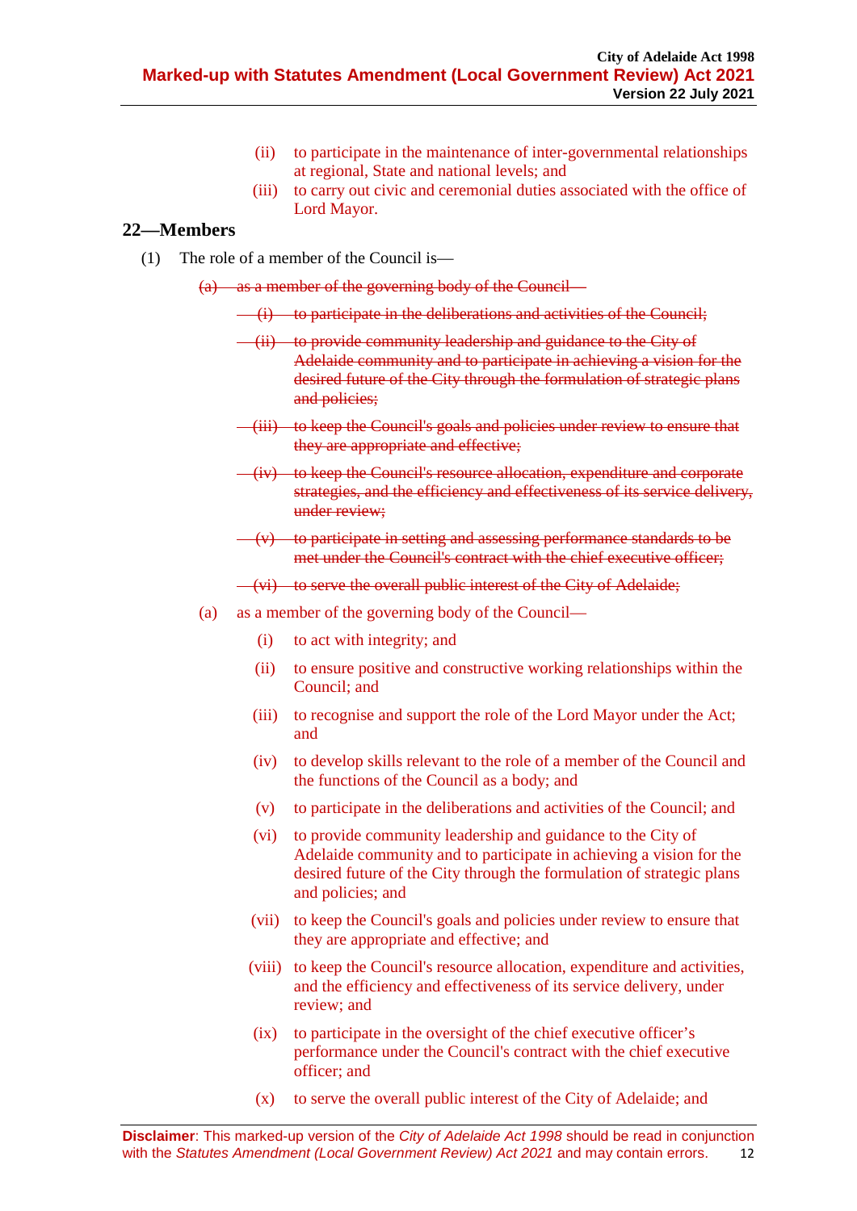(ii) to participate in the maintenance of inter-governmental relationships at regional, State and national levels; and

(iii) to carry out civic and ceremonial duties associated with the office of Lord Mayor.

## 22—Members

(1) The role of a member of the Council is—

~~(a) as a member of the governing body of the Council—~~

~~(i) to participate in the deliberations and activities of the Council;~~

~~(ii) to provide community leadership and guidance to the City of Adelaide community and to participate in achieving a vision for the desired future of the City through the formulation of strategic plans and policies;~~

~~(iii) to keep the Council's goals and policies under review to ensure that they are appropriate and effective;~~

~~(iv) to keep the Council's resource allocation, expenditure and corporate strategies, and the efficiency and effectiveness of its service delivery, under review;~~

~~(v) to participate in setting and assessing performance standards to be met under the Council's contract with the chief executive officer;~~

~~(vi) to serve the overall public interest of the City of Adelaide;~~

(a) as a member of the governing body of the Council—

(i) to act with integrity; and

(ii) to ensure positive and constructive working relationships within the Council; and

(iii) to recognise and support the role of the Lord Mayor under the Act; and

(iv) to develop skills relevant to the role of a member of the Council and the functions of the Council as a body; and

(v) to participate in the deliberations and activities of the Council; and

(vi) to provide community leadership and guidance to the City of Adelaide community and to participate in achieving a vision for the desired future of the City through the formulation of strategic plans and policies; and

(vii) to keep the Council's goals and policies under review to ensure that they are appropriate and effective; and

(viii) to keep the Council's resource allocation, expenditure and activities, and the efficiency and effectiveness of its service delivery, under review; and

(ix) to participate in the oversight of the chief executive officer's performance under the Council's contract with the chief executive officer; and

(x) to serve the overall public interest of the City of Adelaide; and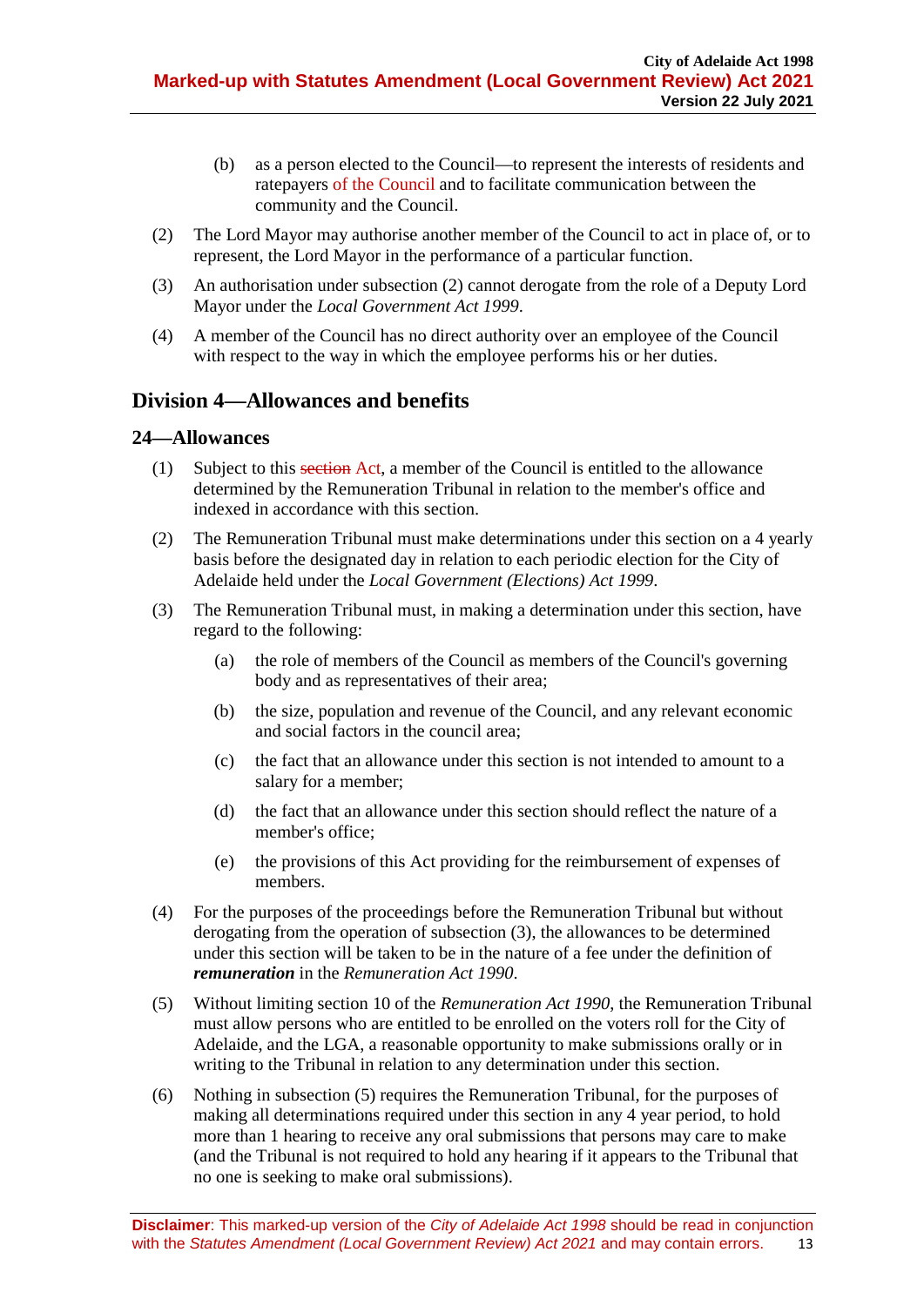(b) as a person elected to the Council—to represent the interests of residents and ratepayers of the Council and to facilitate communication between the community and the Council.

(2) The Lord Mayor may authorise another member of the Council to act in place of, or to represent, the Lord Mayor in the performance of a particular function.

(3) An authorisation under subsection (2) cannot derogate from the role of a Deputy Lord Mayor under the *Local Government Act 1999*.

(4) A member of the Council has no direct authority over an employee of the Council with respect to the way in which the employee performs his or her duties.

## Division 4—Allowances and benefits

### 24—Allowances

(1) Subject to this ~~section~~ Act, a member of the Council is entitled to the allowance determined by the Remuneration Tribunal in relation to the member's office and indexed in accordance with this section.

(2) The Remuneration Tribunal must make determinations under this section on a 4 yearly basis before the designated day in relation to each periodic election for the City of Adelaide held under the *Local Government (Elections) Act 1999*.

(3) The Remuneration Tribunal must, in making a determination under this section, have regard to the following:

(a) the role of members of the Council as members of the Council's governing body and as representatives of their area;

(b) the size, population and revenue of the Council, and any relevant economic and social factors in the council area;

(c) the fact that an allowance under this section is not intended to amount to a salary for a member;

(d) the fact that an allowance under this section should reflect the nature of a member's office;

(e) the provisions of this Act providing for the reimbursement of expenses of members.

(4) For the purposes of the proceedings before the Remuneration Tribunal but without derogating from the operation of subsection (3), the allowances to be determined under this section will be taken to be in the nature of a fee under the definition of ***remuneration*** in the *Remuneration Act 1990*.

(5) Without limiting section 10 of the *Remuneration Act 1990*, the Remuneration Tribunal must allow persons who are entitled to be enrolled on the voters roll for the City of Adelaide, and the LGA, a reasonable opportunity to make submissions orally or in writing to the Tribunal in relation to any determination under this section.

(6) Nothing in subsection (5) requires the Remuneration Tribunal, for the purposes of making all determinations required under this section in any 4 year period, to hold more than 1 hearing to receive any oral submissions that persons may care to make (and the Tribunal is not required to hold any hearing if it appears to the Tribunal that no one is seeking to make oral submissions).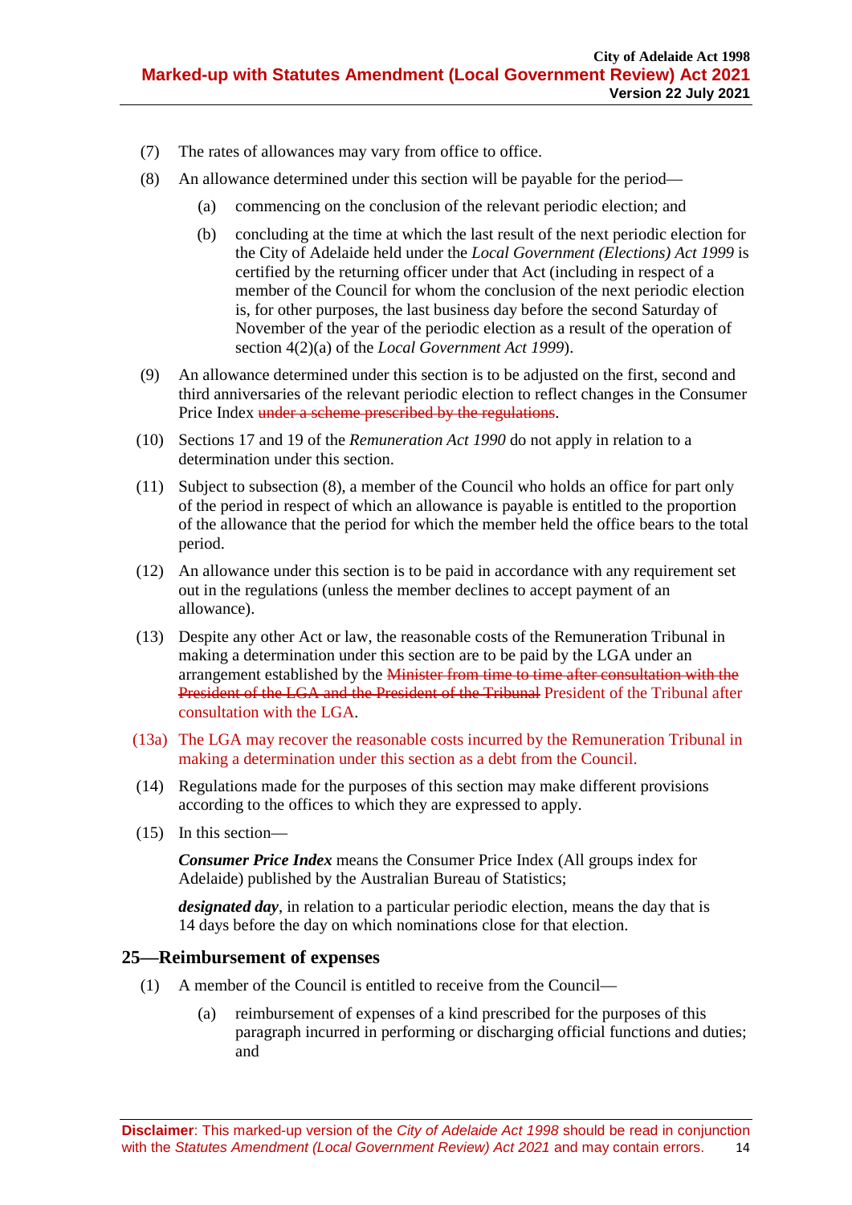(7) The rates of allowances may vary from office to office.

(8) An allowance determined under this section will be payable for the period—

(a) commencing on the conclusion of the relevant periodic election; and

(b) concluding at the time at which the last result of the next periodic election for the City of Adelaide held under the *Local Government (Elections) Act 1999* is certified by the returning officer under that Act (including in respect of a member of the Council for whom the conclusion of the next periodic election is, for other purposes, the last business day before the second Saturday of November of the year of the periodic election as a result of the operation of section 4(2)(a) of the *Local Government Act 1999*).

(9) An allowance determined under this section is to be adjusted on the first, second and third anniversaries of the relevant periodic election to reflect changes in the Consumer Price Index ~~under a scheme prescribed by the regulations~~.

(10) Sections 17 and 19 of the *Remuneration Act 1990* do not apply in relation to a determination under this section.

(11) Subject to subsection (8), a member of the Council who holds an office for part only of the period in respect of which an allowance is payable is entitled to the proportion of the allowance that the period for which the member held the office bears to the total period.

(12) An allowance under this section is to be paid in accordance with any requirement set out in the regulations (unless the member declines to accept payment of an allowance).

(13) Despite any other Act or law, the reasonable costs of the Remuneration Tribunal in making a determination under this section are to be paid by the LGA under an arrangement established by the ~~Minister from time to time after consultation with the President of the LGA and the President of the Tribunal~~ President of the Tribunal after consultation with the LGA.

(13a) The LGA may recover the reasonable costs incurred by the Remuneration Tribunal in making a determination under this section as a debt from the Council.

(14) Regulations made for the purposes of this section may make different provisions according to the offices to which they are expressed to apply.

(15) In this section—

***Consumer Price Index*** means the Consumer Price Index (All groups index for Adelaide) published by the Australian Bureau of Statistics;

***designated day***, in relation to a particular periodic election, means the day that is 14 days before the day on which nominations close for that election.

## 25—Reimbursement of expenses

(1) A member of the Council is entitled to receive from the Council—

(a) reimbursement of expenses of a kind prescribed for the purposes of this paragraph incurred in performing or discharging official functions and duties; and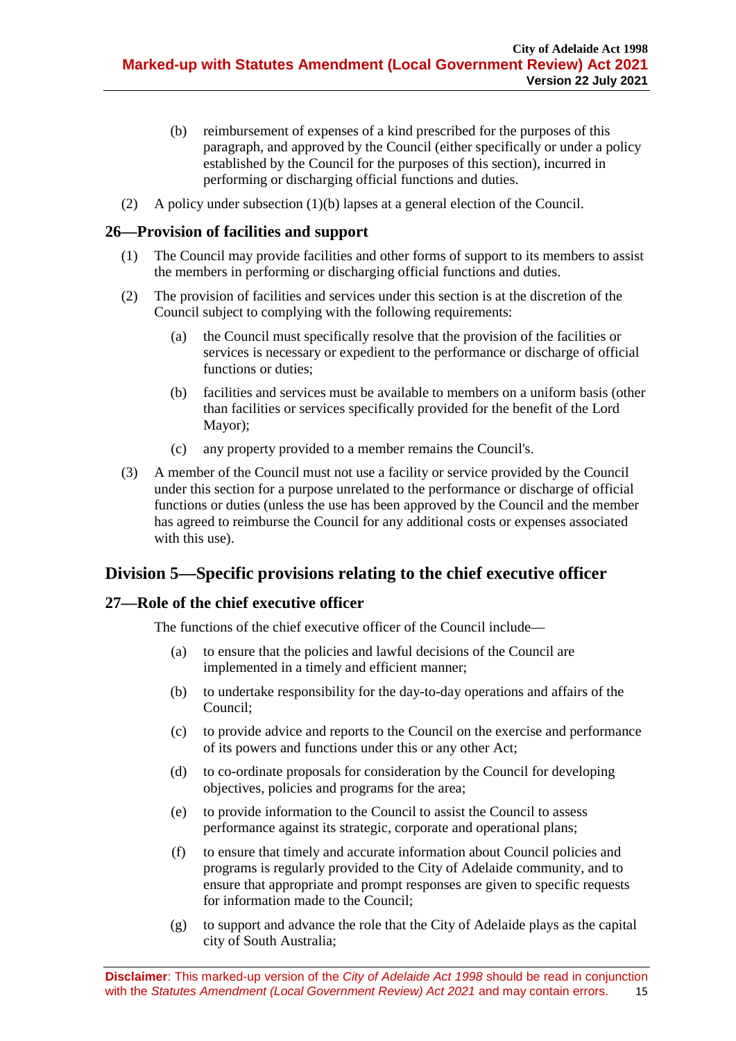(b) reimbursement of expenses of a kind prescribed for the purposes of this paragraph, and approved by the Council (either specifically or under a policy established by the Council for the purposes of this section), incurred in performing or discharging official functions and duties.

(2) A policy under subsection (1)(b) lapses at a general election of the Council.

### 26—Provision of facilities and support

(1) The Council may provide facilities and other forms of support to its members to assist the members in performing or discharging official functions and duties.

(2) The provision of facilities and services under this section is at the discretion of the Council subject to complying with the following requirements:

(a) the Council must specifically resolve that the provision of the facilities or services is necessary or expedient to the performance or discharge of official functions or duties;

(b) facilities and services must be available to members on a uniform basis (other than facilities or services specifically provided for the benefit of the Lord Mayor);

(c) any property provided to a member remains the Council's.

(3) A member of the Council must not use a facility or service provided by the Council under this section for a purpose unrelated to the performance or discharge of official functions or duties (unless the use has been approved by the Council and the member has agreed to reimburse the Council for any additional costs or expenses associated with this use).

## Division 5—Specific provisions relating to the chief executive officer

### 27—Role of the chief executive officer

The functions of the chief executive officer of the Council include—

(a) to ensure that the policies and lawful decisions of the Council are implemented in a timely and efficient manner;

(b) to undertake responsibility for the day-to-day operations and affairs of the Council;

(c) to provide advice and reports to the Council on the exercise and performance of its powers and functions under this or any other Act;

(d) to co-ordinate proposals for consideration by the Council for developing objectives, policies and programs for the area;

(e) to provide information to the Council to assist the Council to assess performance against its strategic, corporate and operational plans;

(f) to ensure that timely and accurate information about Council policies and programs is regularly provided to the City of Adelaide community, and to ensure that appropriate and prompt responses are given to specific requests for information made to the Council;

(g) to support and advance the role that the City of Adelaide plays as the capital city of South Australia;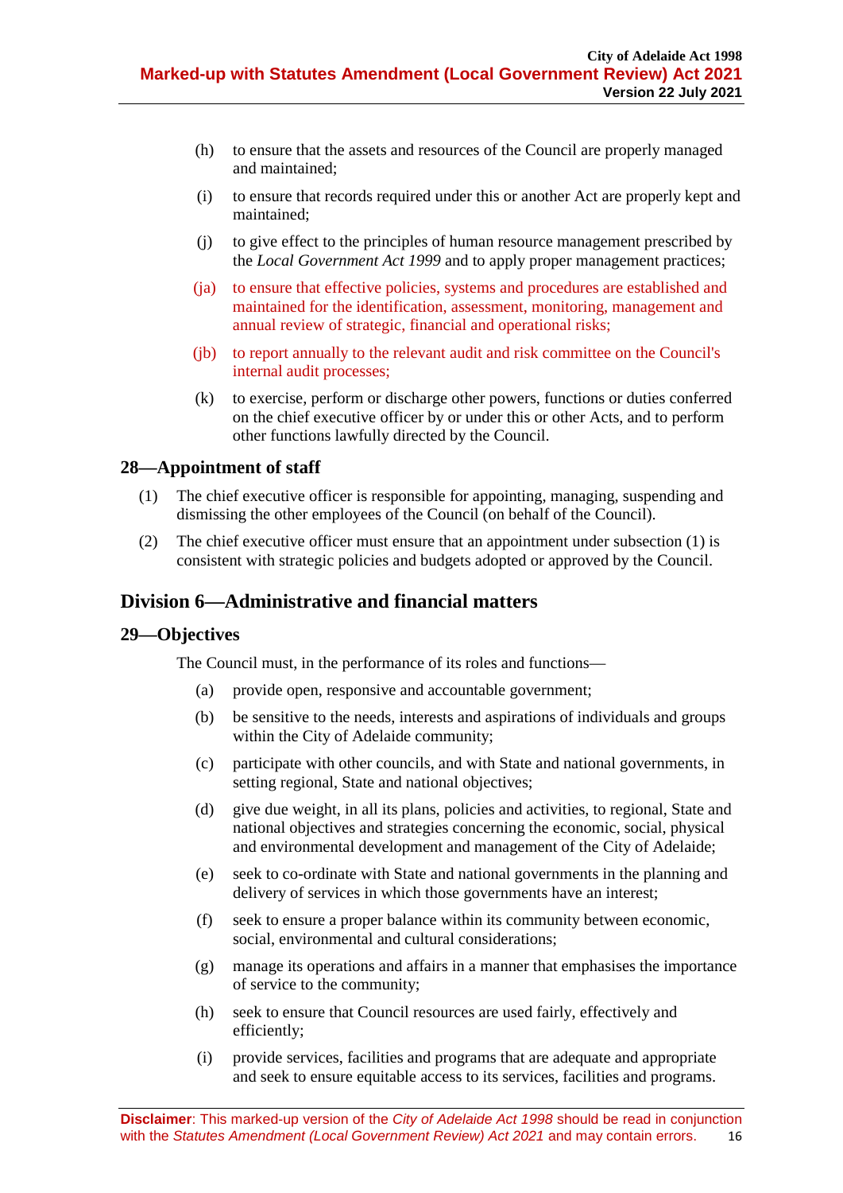(h) to ensure that the assets and resources of the Council are properly managed and maintained;

(i) to ensure that records required under this or another Act are properly kept and maintained;

(j) to give effect to the principles of human resource management prescribed by the *Local Government Act 1999* and to apply proper management practices;

(ja) to ensure that effective policies, systems and procedures are established and maintained for the identification, assessment, monitoring, management and annual review of strategic, financial and operational risks;

(jb) to report annually to the relevant audit and risk committee on the Council's internal audit processes;

(k) to exercise, perform or discharge other powers, functions or duties conferred on the chief executive officer by or under this or other Acts, and to perform other functions lawfully directed by the Council.

### 28—Appointment of staff

(1) The chief executive officer is responsible for appointing, managing, suspending and dismissing the other employees of the Council (on behalf of the Council).

(2) The chief executive officer must ensure that an appointment under subsection (1) is consistent with strategic policies and budgets adopted or approved by the Council.

## Division 6—Administrative and financial matters

### 29—Objectives

The Council must, in the performance of its roles and functions—

(a) provide open, responsive and accountable government;

(b) be sensitive to the needs, interests and aspirations of individuals and groups within the City of Adelaide community;

(c) participate with other councils, and with State and national governments, in setting regional, State and national objectives;

(d) give due weight, in all its plans, policies and activities, to regional, State and national objectives and strategies concerning the economic, social, physical and environmental development and management of the City of Adelaide;

(e) seek to co-ordinate with State and national governments in the planning and delivery of services in which those governments have an interest;

(f) seek to ensure a proper balance within its community between economic, social, environmental and cultural considerations;

(g) manage its operations and affairs in a manner that emphasises the importance of service to the community;

(h) seek to ensure that Council resources are used fairly, effectively and efficiently;

(i) provide services, facilities and programs that are adequate and appropriate and seek to ensure equitable access to its services, facilities and programs.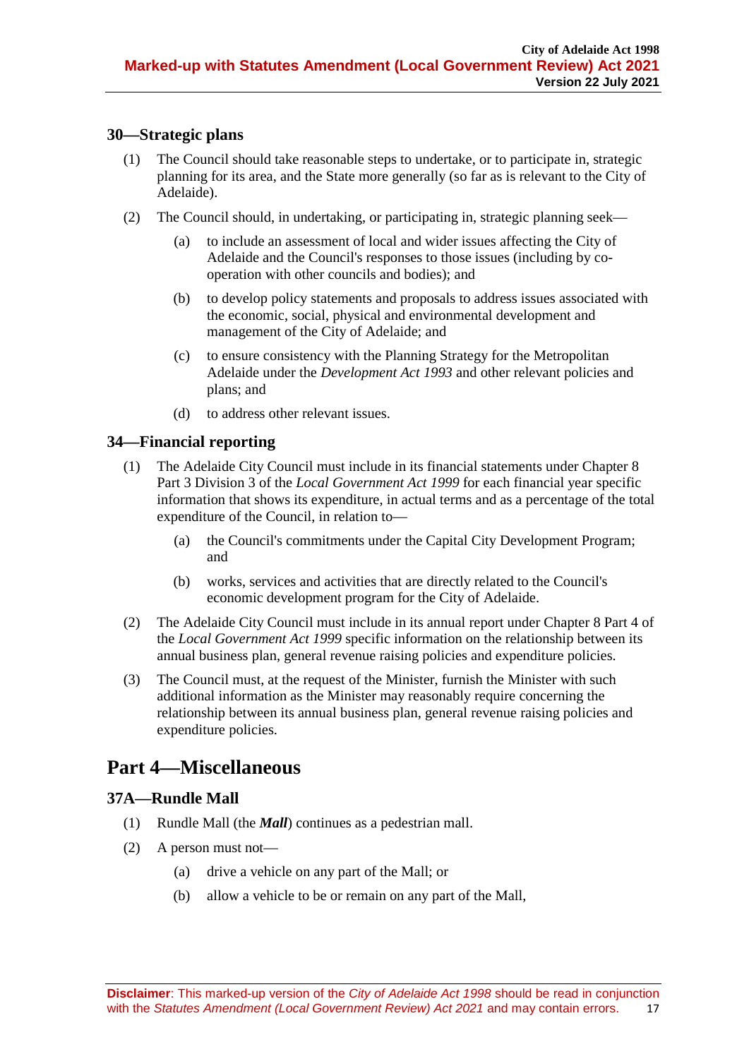### 30—Strategic plans

(1) The Council should take reasonable steps to undertake, or to participate in, strategic planning for its area, and the State more generally (so far as is relevant to the City of Adelaide).

(2) The Council should, in undertaking, or participating in, strategic planning seek—

(a) to include an assessment of local and wider issues affecting the City of Adelaide and the Council's responses to those issues (including by co-operation with other councils and bodies); and

(b) to develop policy statements and proposals to address issues associated with the economic, social, physical and environmental development and management of the City of Adelaide; and

(c) to ensure consistency with the Planning Strategy for the Metropolitan Adelaide under the *Development Act 1993* and other relevant policies and plans; and

(d) to address other relevant issues.

### 34—Financial reporting

(1) The Adelaide City Council must include in its financial statements under Chapter 8 Part 3 Division 3 of the *Local Government Act 1999* for each financial year specific information that shows its expenditure, in actual terms and as a percentage of the total expenditure of the Council, in relation to—

(a) the Council's commitments under the Capital City Development Program; and

(b) works, services and activities that are directly related to the Council's economic development program for the City of Adelaide.

(2) The Adelaide City Council must include in its annual report under Chapter 8 Part 4 of the *Local Government Act 1999* specific information on the relationship between its annual business plan, general revenue raising policies and expenditure policies.

(3) The Council must, at the request of the Minister, furnish the Minister with such additional information as the Minister may reasonably require concerning the relationship between its annual business plan, general revenue raising policies and expenditure policies.

## Part 4—Miscellaneous

### 37A—Rundle Mall

(1) Rundle Mall (the ***Mall***) continues as a pedestrian mall.

(2) A person must not—

(a) drive a vehicle on any part of the Mall; or

(b) allow a vehicle to be or remain on any part of the Mall,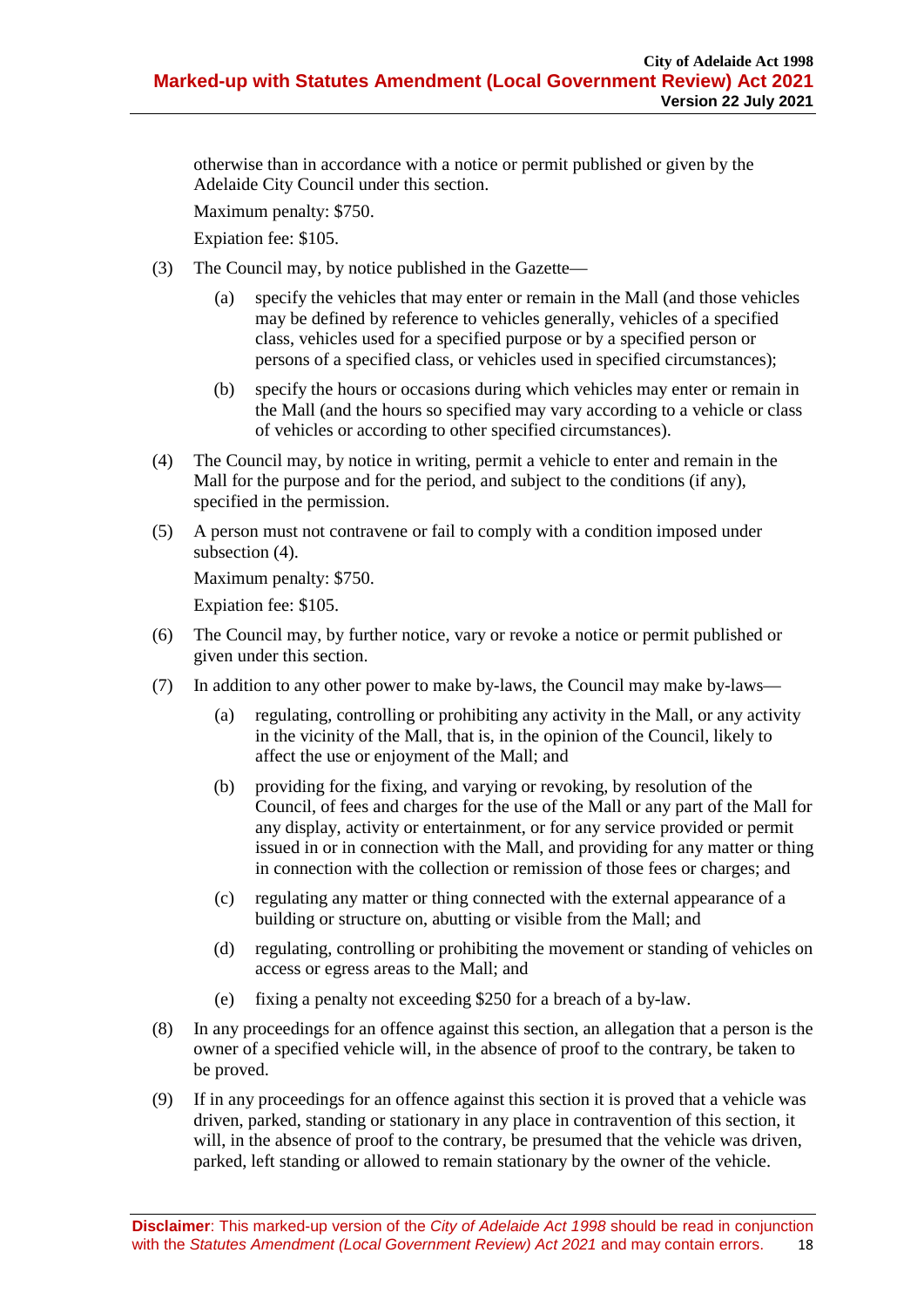otherwise than in accordance with a notice or permit published or given by the Adelaide City Council under this section.

Maximum penalty: $750.

Expiation fee: $105.

(3) The Council may, by notice published in the Gazette—

(a) specify the vehicles that may enter or remain in the Mall (and those vehicles may be defined by reference to vehicles generally, vehicles of a specified class, vehicles used for a specified purpose or by a specified person or persons of a specified class, or vehicles used in specified circumstances);

(b) specify the hours or occasions during which vehicles may enter or remain in the Mall (and the hours so specified may vary according to a vehicle or class of vehicles or according to other specified circumstances).

(4) The Council may, by notice in writing, permit a vehicle to enter and remain in the Mall for the purpose and for the period, and subject to the conditions (if any), specified in the permission.

(5) A person must not contravene or fail to comply with a condition imposed under subsection (4).

Maximum penalty: $750.

Expiation fee: $105.

(6) The Council may, by further notice, vary or revoke a notice or permit published or given under this section.

(7) In addition to any other power to make by-laws, the Council may make by-laws—

(a) regulating, controlling or prohibiting any activity in the Mall, or any activity in the vicinity of the Mall, that is, in the opinion of the Council, likely to affect the use or enjoyment of the Mall; and

(b) providing for the fixing, and varying or revoking, by resolution of the Council, of fees and charges for the use of the Mall or any part of the Mall for any display, activity or entertainment, or for any service provided or permit issued in or in connection with the Mall, and providing for any matter or thing in connection with the collection or remission of those fees or charges; and

(c) regulating any matter or thing connected with the external appearance of a building or structure on, abutting or visible from the Mall; and

(d) regulating, controlling or prohibiting the movement or standing of vehicles on access or egress areas to the Mall; and

(e) fixing a penalty not exceeding $250 for a breach of a by-law.

(8) In any proceedings for an offence against this section, an allegation that a person is the owner of a specified vehicle will, in the absence of proof to the contrary, be taken to be proved.

(9) If in any proceedings for an offence against this section it is proved that a vehicle was driven, parked, standing or stationary in any place in contravention of this section, it will, in the absence of proof to the contrary, be presumed that the vehicle was driven, parked, left standing or allowed to remain stationary by the owner of the vehicle.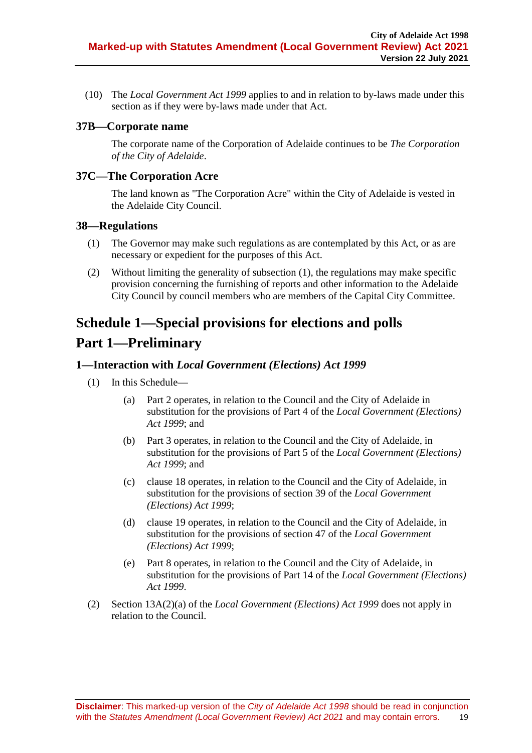(10) The *Local Government Act 1999* applies to and in relation to by-laws made under this section as if they were by-laws made under that Act.

### 37B—Corporate name

The corporate name of the Corporation of Adelaide continues to be *The Corporation of the City of Adelaide*.

### 37C—The Corporation Acre

The land known as "The Corporation Acre" within the City of Adelaide is vested in the Adelaide City Council.

### 38—Regulations

(1) The Governor may make such regulations as are contemplated by this Act, or as are necessary or expedient for the purposes of this Act.

(2) Without limiting the generality of subsection (1), the regulations may make specific provision concerning the furnishing of reports and other information to the Adelaide City Council by council members who are members of the Capital City Committee.

# Schedule 1—Special provisions for elections and polls

# Part 1—Preliminary

### 1—Interaction with *Local Government (Elections) Act 1999*

(1) In this Schedule—

- (a) Part 2 operates, in relation to the Council and the City of Adelaide in substitution for the provisions of Part 4 of the *Local Government (Elections) Act 1999*; and
- (b) Part 3 operates, in relation to the Council and the City of Adelaide, in substitution for the provisions of Part 5 of the *Local Government (Elections) Act 1999*; and
- (c) clause 18 operates, in relation to the Council and the City of Adelaide, in substitution for the provisions of section 39 of the *Local Government (Elections) Act 1999*;
- (d) clause 19 operates, in relation to the Council and the City of Adelaide, in substitution for the provisions of section 47 of the *Local Government (Elections) Act 1999*;
- (e) Part 8 operates, in relation to the Council and the City of Adelaide, in substitution for the provisions of Part 14 of the *Local Government (Elections) Act 1999*.

(2) Section 13A(2)(a) of the *Local Government (Elections) Act 1999* does not apply in relation to the Council.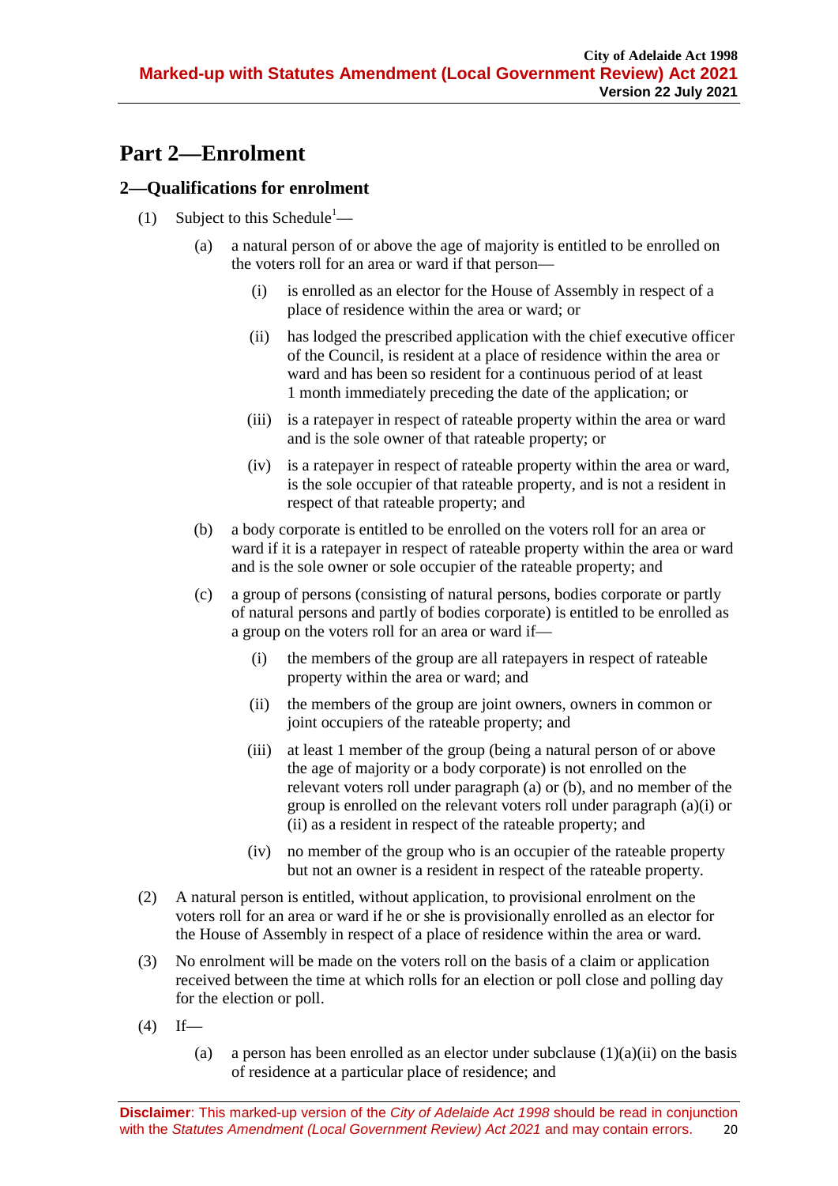# Part 2—Enrolment

## 2—Qualifications for enrolment

(1) Subject to this Schedule[1]—

(a) a natural person of or above the age of majority is entitled to be enrolled on the voters roll for an area or ward if that person—

(i) is enrolled as an elector for the House of Assembly in respect of a place of residence within the area or ward; or

(ii) has lodged the prescribed application with the chief executive officer of the Council, is resident at a place of residence within the area or ward and has been so resident for a continuous period of at least 1 month immediately preceding the date of the application; or

(iii) is a ratepayer in respect of rateable property within the area or ward and is the sole owner of that rateable property; or

(iv) is a ratepayer in respect of rateable property within the area or ward, is the sole occupier of that rateable property, and is not a resident in respect of that rateable property; and

(b) a body corporate is entitled to be enrolled on the voters roll for an area or ward if it is a ratepayer in respect of rateable property within the area or ward and is the sole owner or sole occupier of the rateable property; and

(c) a group of persons (consisting of natural persons, bodies corporate or partly of natural persons and partly of bodies corporate) is entitled to be enrolled as a group on the voters roll for an area or ward if—

(i) the members of the group are all ratepayers in respect of rateable property within the area or ward; and

(ii) the members of the group are joint owners, owners in common or joint occupiers of the rateable property; and

(iii) at least 1 member of the group (being a natural person of or above the age of majority or a body corporate) is not enrolled on the relevant voters roll under paragraph (a) or (b), and no member of the group is enrolled on the relevant voters roll under paragraph (a)(i) or (ii) as a resident in respect of the rateable property; and

(iv) no member of the group who is an occupier of the rateable property but not an owner is a resident in respect of the rateable property.

(2) A natural person is entitled, without application, to provisional enrolment on the voters roll for an area or ward if he or she is provisionally enrolled as an elector for the House of Assembly in respect of a place of residence within the area or ward.

(3) No enrolment will be made on the voters roll on the basis of a claim or application received between the time at which rolls for an election or poll close and polling day for the election or poll.

(4) If—

(a) a person has been enrolled as an elector under subclause (1)(a)(ii) on the basis of residence at a particular place of residence; and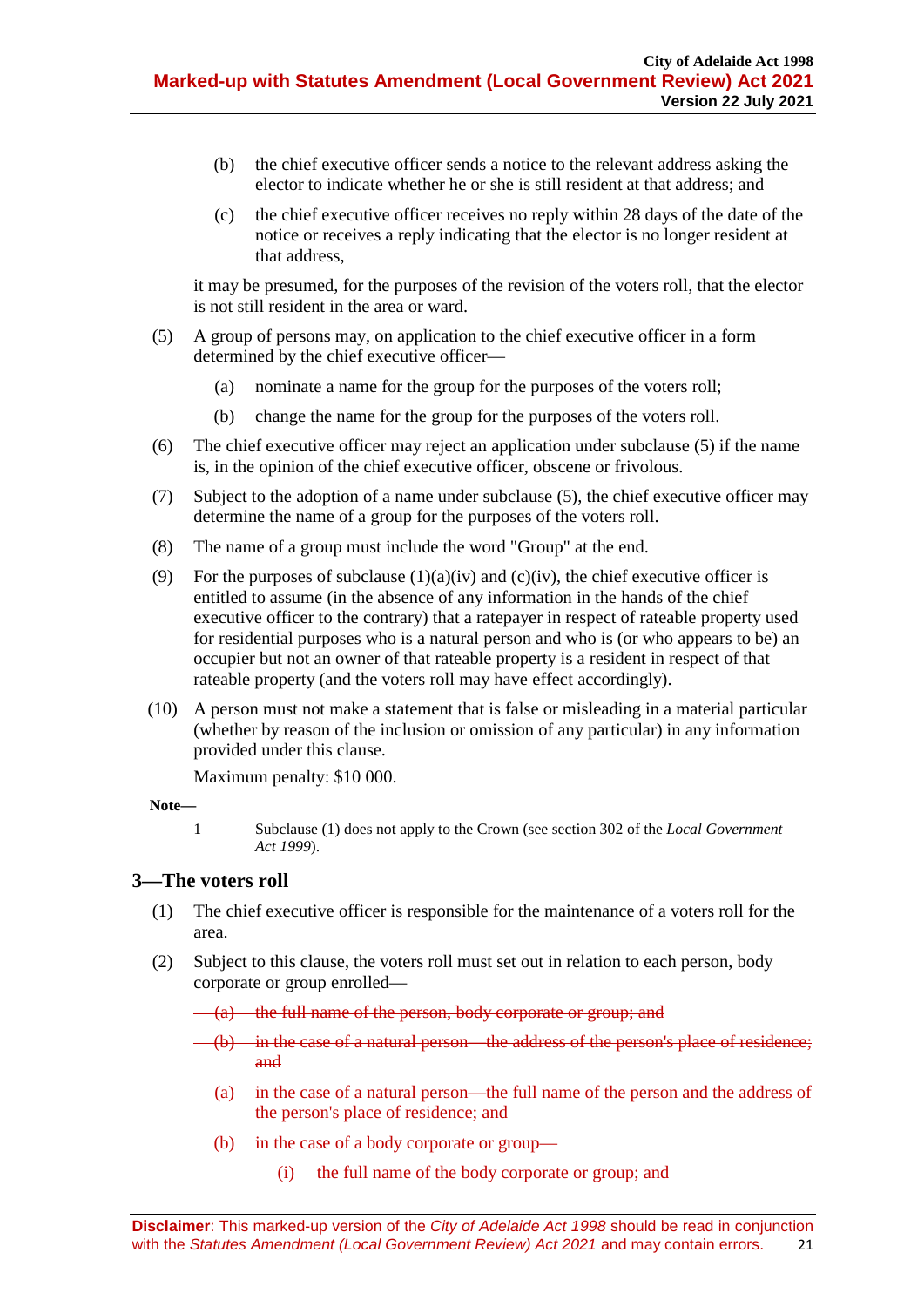(b) the chief executive officer sends a notice to the relevant address asking the elector to indicate whether he or she is still resident at that address; and

(c) the chief executive officer receives no reply within 28 days of the date of the notice or receives a reply indicating that the elector is no longer resident at that address,

it may be presumed, for the purposes of the revision of the voters roll, that the elector is not still resident in the area or ward.

(5) A group of persons may, on application to the chief executive officer in a form determined by the chief executive officer—

(a) nominate a name for the group for the purposes of the voters roll;

(b) change the name for the group for the purposes of the voters roll.

(6) The chief executive officer may reject an application under subclause (5) if the name is, in the opinion of the chief executive officer, obscene or frivolous.

(7) Subject to the adoption of a name under subclause (5), the chief executive officer may determine the name of a group for the purposes of the voters roll.

(8) The name of a group must include the word "Group" at the end.

(9) For the purposes of subclause (1)(a)(iv) and (c)(iv), the chief executive officer is entitled to assume (in the absence of any information in the hands of the chief executive officer to the contrary) that a ratepayer in respect of rateable property used for residential purposes who is a natural person and who is (or who appears to be) an occupier but not an owner of that rateable property is a resident in respect of that rateable property (and the voters roll may have effect accordingly).

(10) A person must not make a statement that is false or misleading in a material particular (whether by reason of the inclusion or omission of any particular) in any information provided under this clause.

Maximum penalty: $10 000.

**Note—**

1 Subclause (1) does not apply to the Crown (see section 302 of the *Local Government Act 1999*).

## 3—The voters roll

(1) The chief executive officer is responsible for the maintenance of a voters roll for the area.

(2) Subject to this clause, the voters roll must set out in relation to each person, body corporate or group enrolled—

~~(a) the full name of the person, body corporate or group; and~~

~~(b) in the case of a natural person—the address of the person's place of residence; and~~

(a) in the case of a natural person—the full name of the person and the address of the person's place of residence; and

(b) in the case of a body corporate or group—

(i) the full name of the body corporate or group; and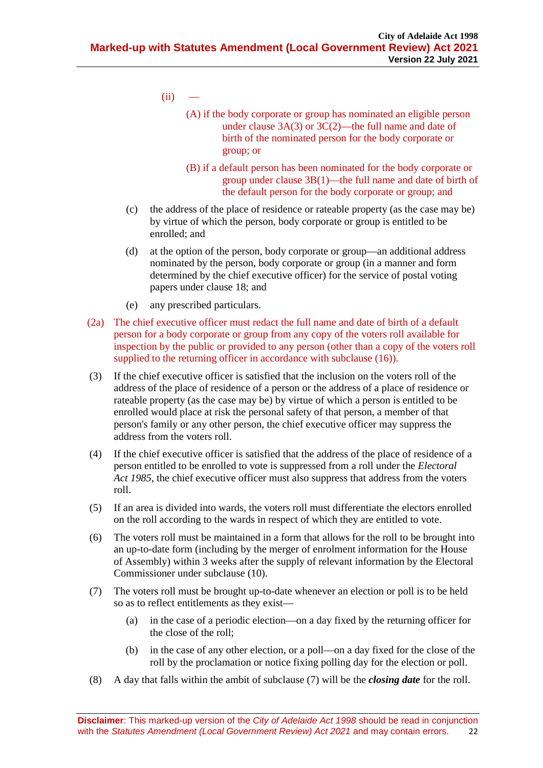(ii) —

(A) if the body corporate or group has nominated an eligible person under clause 3A(3) or 3C(2)—the full name and date of birth of the nominated person for the body corporate or group; or

(B) if a default person has been nominated for the body corporate or group under clause 3B(1)—the full name and date of birth of the default person for the body corporate or group; and

(c) the address of the place of residence or rateable property (as the case may be) by virtue of which the person, body corporate or group is entitled to be enrolled; and

(d) at the option of the person, body corporate or group—an additional address nominated by the person, body corporate or group (in a manner and form determined by the chief executive officer) for the service of postal voting papers under clause 18; and

(e) any prescribed particulars.

(2a) The chief executive officer must redact the full name and date of birth of a default person for a body corporate or group from any copy of the voters roll available for inspection by the public or provided to any person (other than a copy of the voters roll supplied to the returning officer in accordance with subclause (16)).

(3) If the chief executive officer is satisfied that the inclusion on the voters roll of the address of the place of residence of a person or the address of a place of residence or rateable property (as the case may be) by virtue of which a person is entitled to be enrolled would place at risk the personal safety of that person, a member of that person's family or any other person, the chief executive officer may suppress the address from the voters roll.

(4) If the chief executive officer is satisfied that the address of the place of residence of a person entitled to be enrolled to vote is suppressed from a roll under the *Electoral Act 1985*, the chief executive officer must also suppress that address from the voters roll.

(5) If an area is divided into wards, the voters roll must differentiate the electors enrolled on the roll according to the wards in respect of which they are entitled to vote.

(6) The voters roll must be maintained in a form that allows for the roll to be brought into an up-to-date form (including by the merger of enrolment information for the House of Assembly) within 3 weeks after the supply of relevant information by the Electoral Commissioner under subclause (10).

(7) The voters roll must be brought up-to-date whenever an election or poll is to be held so as to reflect entitlements as they exist—

(a) in the case of a periodic election—on a day fixed by the returning officer for the close of the roll;

(b) in the case of any other election, or a poll—on a day fixed for the close of the roll by the proclamation or notice fixing polling day for the election or poll.

(8) A day that falls within the ambit of subclause (7) will be the ***closing date*** for the roll.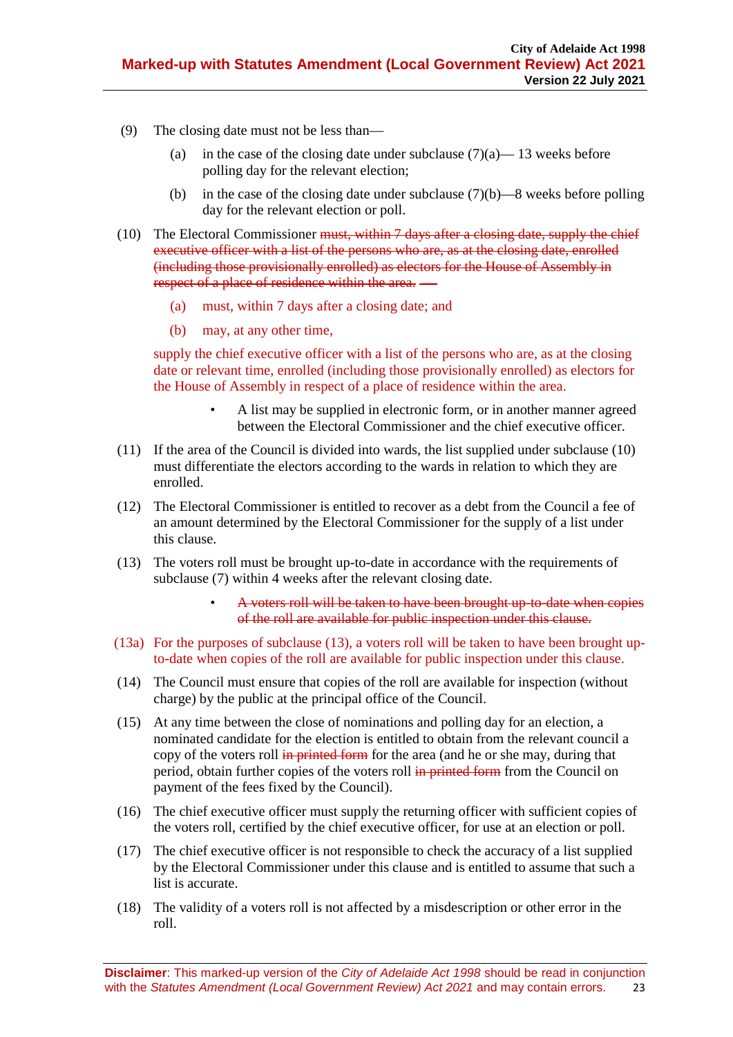(9) The closing date must not be less than—

(a) in the case of the closing date under subclause (7)(a)— 13 weeks before polling day for the relevant election;

(b) in the case of the closing date under subclause (7)(b)—8 weeks before polling day for the relevant election or poll.

(10) The Electoral Commissioner ~~must, within 7 days after a closing date, supply the chief executive officer with a list of the persons who are, as at the closing date, enrolled (including those provisionally enrolled) as electors for the House of Assembly in respect of a place of residence within the area.~~ —

(a) must, within 7 days after a closing date; and

(b) may, at any other time,

supply the chief executive officer with a list of the persons who are, as at the closing date or relevant time, enrolled (including those provisionally enrolled) as electors for the House of Assembly in respect of a place of residence within the area.

- A list may be supplied in electronic form, or in another manner agreed between the Electoral Commissioner and the chief executive officer.

(11) If the area of the Council is divided into wards, the list supplied under subclause (10) must differentiate the electors according to the wards in relation to which they are enrolled.

(12) The Electoral Commissioner is entitled to recover as a debt from the Council a fee of an amount determined by the Electoral Commissioner for the supply of a list under this clause.

(13) The voters roll must be brought up-to-date in accordance with the requirements of subclause (7) within 4 weeks after the relevant closing date.

- ~~A voters roll will be taken to have been brought up-to-date when copies of the roll are available for public inspection under this clause.~~

(13a) For the purposes of subclause (13), a voters roll will be taken to have been brought up-to-date when copies of the roll are available for public inspection under this clause.

(14) The Council must ensure that copies of the roll are available for inspection (without charge) by the public at the principal office of the Council.

(15) At any time between the close of nominations and polling day for an election, a nominated candidate for the election is entitled to obtain from the relevant council a copy of the voters roll ~~in printed form~~ for the area (and he or she may, during that period, obtain further copies of the voters roll ~~in printed form~~ from the Council on payment of the fees fixed by the Council).

(16) The chief executive officer must supply the returning officer with sufficient copies of the voters roll, certified by the chief executive officer, for use at an election or poll.

(17) The chief executive officer is not responsible to check the accuracy of a list supplied by the Electoral Commissioner under this clause and is entitled to assume that such a list is accurate.

(18) The validity of a voters roll is not affected by a misdescription or other error in the roll.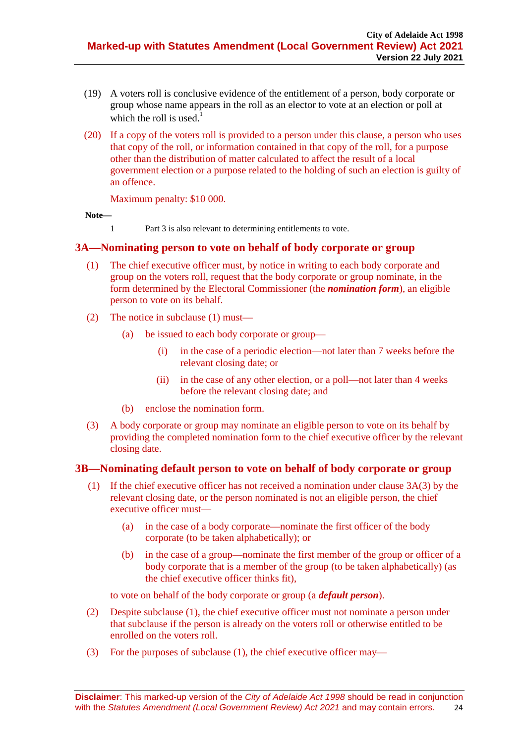(19) A voters roll is conclusive evidence of the entitlement of a person, body corporate or group whose name appears in the roll as an elector to vote at an election or poll at which the roll is used.[1]

(20) If a copy of the voters roll is provided to a person under this clause, a person who uses that copy of the roll, or information contained in that copy of the roll, for a purpose other than the distribution of matter calculated to affect the result of a local government election or a purpose related to the holding of such an election is guilty of an offence.

Maximum penalty: $10 000.

**Note—**

1 Part 3 is also relevant to determining entitlements to vote.

## 3A—Nominating person to vote on behalf of body corporate or group

(1) The chief executive officer must, by notice in writing to each body corporate and group on the voters roll, request that the body corporate or group nominate, in the form determined by the Electoral Commissioner (the ***nomination form***), an eligible person to vote on its behalf.

(2) The notice in subclause (1) must—

(a) be issued to each body corporate or group—

(i) in the case of a periodic election—not later than 7 weeks before the relevant closing date; or

(ii) in the case of any other election, or a poll—not later than 4 weeks before the relevant closing date; and

(b) enclose the nomination form.

(3) A body corporate or group may nominate an eligible person to vote on its behalf by providing the completed nomination form to the chief executive officer by the relevant closing date.

## 3B—Nominating default person to vote on behalf of body corporate or group

(1) If the chief executive officer has not received a nomination under clause 3A(3) by the relevant closing date, or the person nominated is not an eligible person, the chief executive officer must—

(a) in the case of a body corporate—nominate the first officer of the body corporate (to be taken alphabetically); or

(b) in the case of a group—nominate the first member of the group or officer of a body corporate that is a member of the group (to be taken alphabetically) (as the chief executive officer thinks fit),

to vote on behalf of the body corporate or group (a ***default person***).

(2) Despite subclause (1), the chief executive officer must not nominate a person under that subclause if the person is already on the voters roll or otherwise entitled to be enrolled on the voters roll.

(3) For the purposes of subclause (1), the chief executive officer may—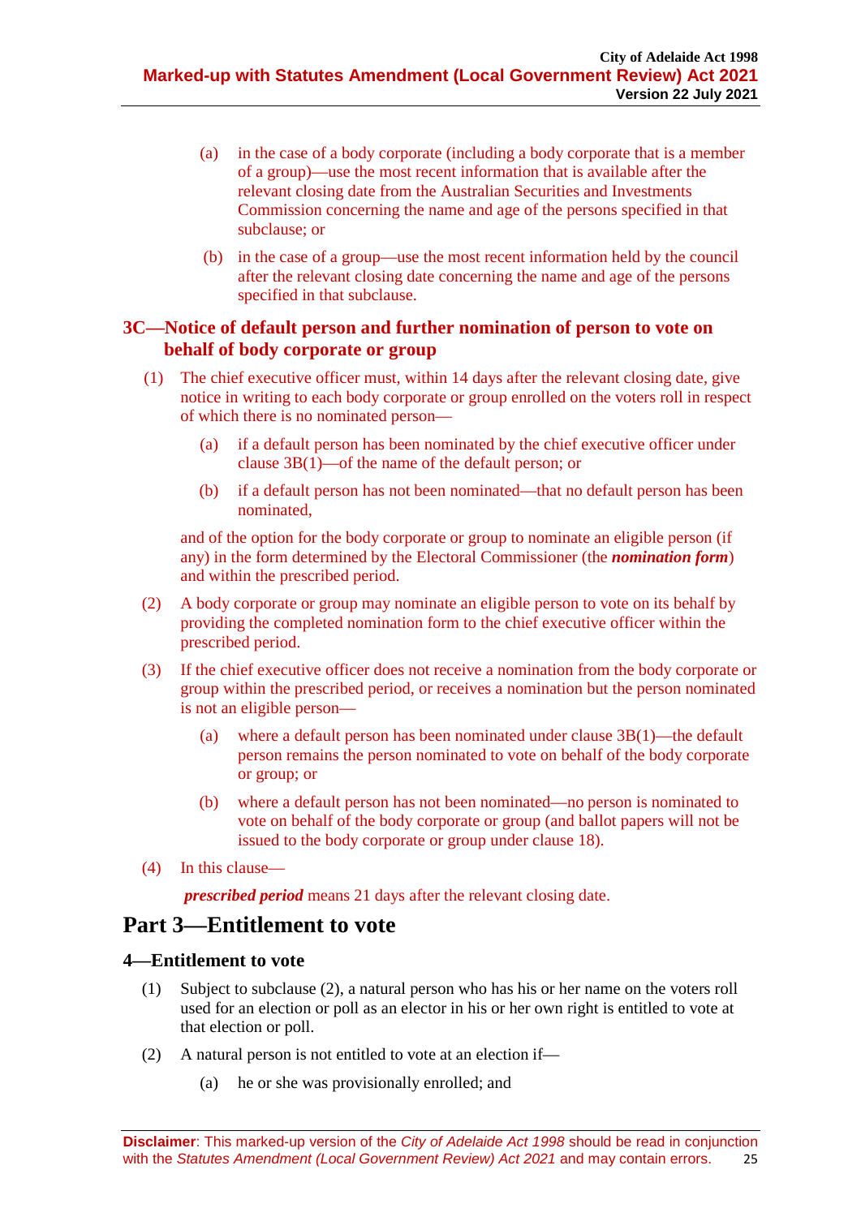(a) in the case of a body corporate (including a body corporate that is a member of a group)—use the most recent information that is available after the relevant closing date from the Australian Securities and Investments Commission concerning the name and age of the persons specified in that subclause; or

(b) in the case of a group—use the most recent information held by the council after the relevant closing date concerning the name and age of the persons specified in that subclause.

### 3C—Notice of default person and further nomination of person to vote on behalf of body corporate or group

(1) The chief executive officer must, within 14 days after the relevant closing date, give notice in writing to each body corporate or group enrolled on the voters roll in respect of which there is no nominated person—

(a) if a default person has been nominated by the chief executive officer under clause 3B(1)—of the name of the default person; or

(b) if a default person has not been nominated—that no default person has been nominated,

and of the option for the body corporate or group to nominate an eligible person (if any) in the form determined by the Electoral Commissioner (the ***nomination form***) and within the prescribed period.

(2) A body corporate or group may nominate an eligible person to vote on its behalf by providing the completed nomination form to the chief executive officer within the prescribed period.

(3) If the chief executive officer does not receive a nomination from the body corporate or group within the prescribed period, or receives a nomination but the person nominated is not an eligible person—

(a) where a default person has been nominated under clause 3B(1)—the default person remains the person nominated to vote on behalf of the body corporate or group; or

(b) where a default person has not been nominated—no person is nominated to vote on behalf of the body corporate or group (and ballot papers will not be issued to the body corporate or group under clause 18).

(4) In this clause—

***prescribed period*** means 21 days after the relevant closing date.

## Part 3—Entitlement to vote

### 4—Entitlement to vote

(1) Subject to subclause (2), a natural person who has his or her name on the voters roll used for an election or poll as an elector in his or her own right is entitled to vote at that election or poll.

(2) A natural person is not entitled to vote at an election if—

(a) he or she was provisionally enrolled; and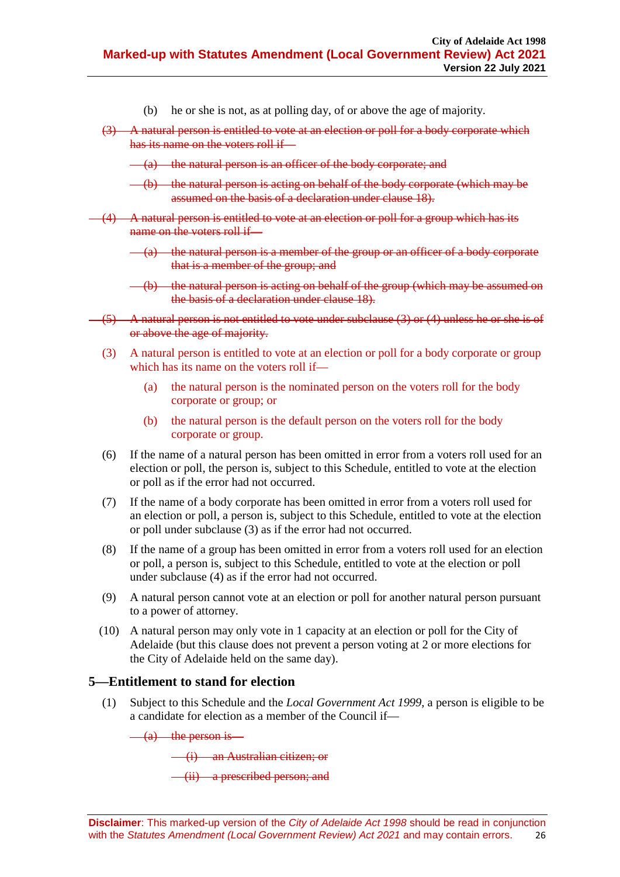(b) he or she is not, as at polling day, of or above the age of majority.

~~(3) A natural person is entitled to vote at an election or poll for a body corporate which has its name on the voters roll if—~~

~~(a) the natural person is an officer of the body corporate; and~~

~~(b) the natural person is acting on behalf of the body corporate (which may be assumed on the basis of a declaration under clause 18).~~

~~(4) A natural person is entitled to vote at an election or poll for a group which has its name on the voters roll if—~~

~~(a) the natural person is a member of the group or an officer of a body corporate that is a member of the group; and~~

~~(b) the natural person is acting on behalf of the group (which may be assumed on the basis of a declaration under clause 18).~~

~~(5) A natural person is not entitled to vote under subclause (3) or (4) unless he or she is of or above the age of majority.~~

(3) A natural person is entitled to vote at an election or poll for a body corporate or group which has its name on the voters roll if—

(a) the natural person is the nominated person on the voters roll for the body corporate or group; or

(b) the natural person is the default person on the voters roll for the body corporate or group.

(6) If the name of a natural person has been omitted in error from a voters roll used for an election or poll, the person is, subject to this Schedule, entitled to vote at the election or poll as if the error had not occurred.

(7) If the name of a body corporate has been omitted in error from a voters roll used for an election or poll, a person is, subject to this Schedule, entitled to vote at the election or poll under subclause (3) as if the error had not occurred.

(8) If the name of a group has been omitted in error from a voters roll used for an election or poll, a person is, subject to this Schedule, entitled to vote at the election or poll under subclause (4) as if the error had not occurred.

(9) A natural person cannot vote at an election or poll for another natural person pursuant to a power of attorney.

(10) A natural person may only vote in 1 capacity at an election or poll for the City of Adelaide (but this clause does not prevent a person voting at 2 or more elections for the City of Adelaide held on the same day).

## 5—Entitlement to stand for election

(1) Subject to this Schedule and the *Local Government Act 1999*, a person is eligible to be a candidate for election as a member of the Council if—

~~(a) the person is—~~

~~(i) an Australian citizen; or~~

~~(ii) a prescribed person; and~~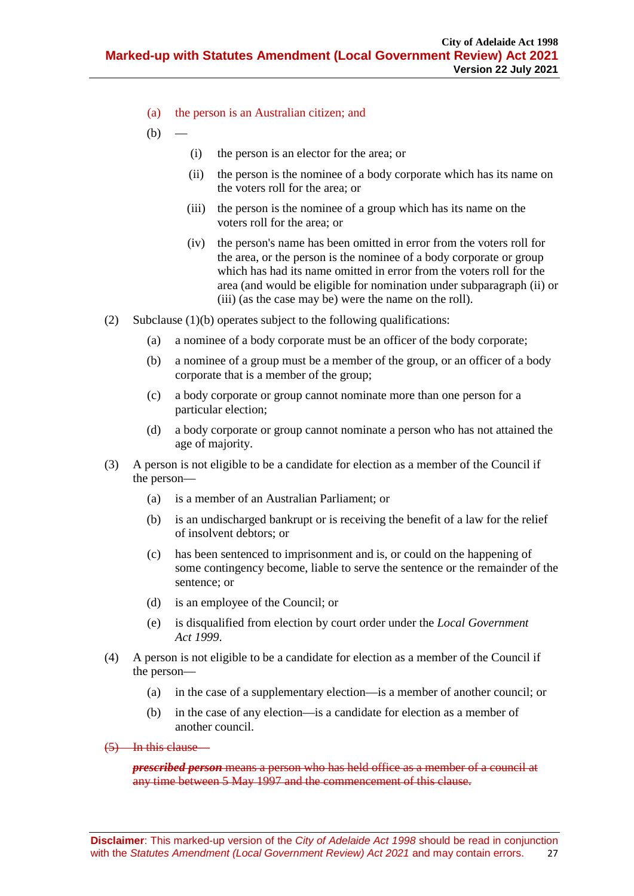(a) the person is an Australian citizen; and

(b) —

(i) the person is an elector for the area; or

(ii) the person is the nominee of a body corporate which has its name on the voters roll for the area; or

(iii) the person is the nominee of a group which has its name on the voters roll for the area; or

(iv) the person's name has been omitted in error from the voters roll for the area, or the person is the nominee of a body corporate or group which has had its name omitted in error from the voters roll for the area (and would be eligible for nomination under subparagraph (ii) or (iii) (as the case may be) were the name on the roll).

(2) Subclause (1)(b) operates subject to the following qualifications:

(a) a nominee of a body corporate must be an officer of the body corporate;

(b) a nominee of a group must be a member of the group, or an officer of a body corporate that is a member of the group;

(c) a body corporate or group cannot nominate more than one person for a particular election;

(d) a body corporate or group cannot nominate a person who has not attained the age of majority.

(3) A person is not eligible to be a candidate for election as a member of the Council if the person—

(a) is a member of an Australian Parliament; or

(b) is an undischarged bankrupt or is receiving the benefit of a law for the relief of insolvent debtors; or

(c) has been sentenced to imprisonment and is, or could on the happening of some contingency become, liable to serve the sentence or the remainder of the sentence; or

(d) is an employee of the Council; or

(e) is disqualified from election by court order under the *Local Government Act 1999*.

(4) A person is not eligible to be a candidate for election as a member of the Council if the person—

(a) in the case of a supplementary election—is a member of another council; or

(b) in the case of any election—is a candidate for election as a member of another council.

~~(5) In this clause—~~

~~***prescribed person*** means a person who has held office as a member of a council at any time between 5 May 1997 and the commencement of this clause.~~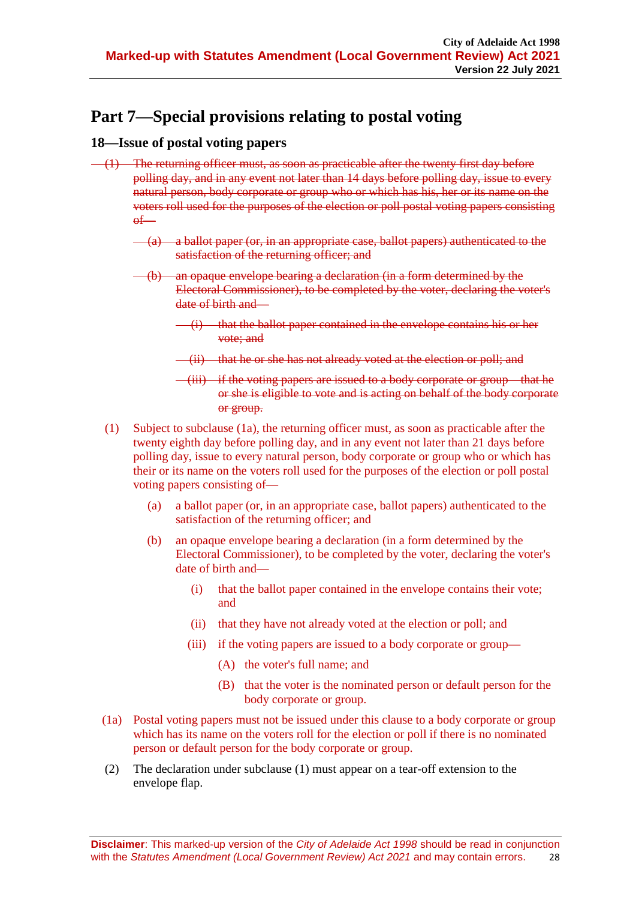# Part 7—Special provisions relating to postal voting

## 18—Issue of postal voting papers

~~(1) The returning officer must, as soon as practicable after the twenty first day before polling day, and in any event not later than 14 days before polling day, issue to every natural person, body corporate or group who or which has his, her or its name on the voters roll used for the purposes of the election or poll postal voting papers consisting of—~~

~~(a) a ballot paper (or, in an appropriate case, ballot papers) authenticated to the satisfaction of the returning officer; and~~

~~(b) an opaque envelope bearing a declaration (in a form determined by the Electoral Commissioner), to be completed by the voter, declaring the voter's date of birth and—~~

~~(i) that the ballot paper contained in the envelope contains his or her vote; and~~

~~(ii) that he or she has not already voted at the election or poll; and~~

~~(iii) if the voting papers are issued to a body corporate or group—that he or she is eligible to vote and is acting on behalf of the body corporate or group.~~

(1) Subject to subclause (1a), the returning officer must, as soon as practicable after the twenty eighth day before polling day, and in any event not later than 21 days before polling day, issue to every natural person, body corporate or group who or which has their or its name on the voters roll used for the purposes of the election or poll postal voting papers consisting of—

(a) a ballot paper (or, in an appropriate case, ballot papers) authenticated to the satisfaction of the returning officer; and

(b) an opaque envelope bearing a declaration (in a form determined by the Electoral Commissioner), to be completed by the voter, declaring the voter's date of birth and—

(i) that the ballot paper contained in the envelope contains their vote; and

(ii) that they have not already voted at the election or poll; and

(iii) if the voting papers are issued to a body corporate or group—

(A) the voter's full name; and

(B) that the voter is the nominated person or default person for the body corporate or group.

(1a) Postal voting papers must not be issued under this clause to a body corporate or group which has its name on the voters roll for the election or poll if there is no nominated person or default person for the body corporate or group.

(2) The declaration under subclause (1) must appear on a tear-off extension to the envelope flap.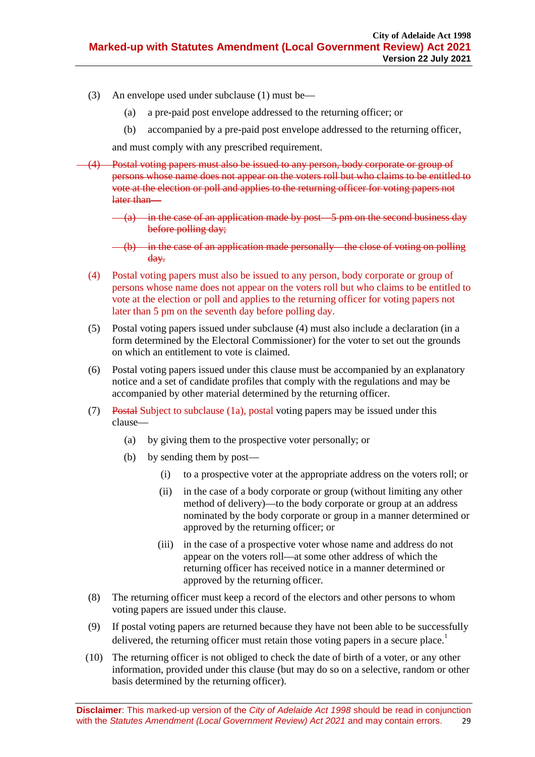(3) An envelope used under subclause (1) must be—

(a) a pre-paid post envelope addressed to the returning officer; or

(b) accompanied by a pre-paid post envelope addressed to the returning officer,

and must comply with any prescribed requirement.

~~(4) Postal voting papers must also be issued to any person, body corporate or group of persons whose name does not appear on the voters roll but who claims to be entitled to vote at the election or poll and applies to the returning officer for voting papers not later than—~~

~~(a) in the case of an application made by post—5 pm on the second business day before polling day;~~

~~(b) in the case of an application made personally—the close of voting on polling day.~~

(4) Postal voting papers must also be issued to any person, body corporate or group of persons whose name does not appear on the voters roll but who claims to be entitled to vote at the election or poll and applies to the returning officer for voting papers not later than 5 pm on the seventh day before polling day.

(5) Postal voting papers issued under subclause (4) must also include a declaration (in a form determined by the Electoral Commissioner) for the voter to set out the grounds on which an entitlement to vote is claimed.

(6) Postal voting papers issued under this clause must be accompanied by an explanatory notice and a set of candidate profiles that comply with the regulations and may be accompanied by other material determined by the returning officer.

(7) ~~Postal~~ Subject to subclause (1a), postal voting papers may be issued under this clause—

(a) by giving them to the prospective voter personally; or

(b) by sending them by post—

(i) to a prospective voter at the appropriate address on the voters roll; or

(ii) in the case of a body corporate or group (without limiting any other method of delivery)—to the body corporate or group at an address nominated by the body corporate or group in a manner determined or approved by the returning officer; or

(iii) in the case of a prospective voter whose name and address do not appear on the voters roll—at some other address of which the returning officer has received notice in a manner determined or approved by the returning officer.

(8) The returning officer must keep a record of the electors and other persons to whom voting papers are issued under this clause.

(9) If postal voting papers are returned because they have not been able to be successfully delivered, the returning officer must retain those voting papers in a secure place.[1]

(10) The returning officer is not obliged to check the date of birth of a voter, or any other information, provided under this clause (but may do so on a selective, random or other basis determined by the returning officer).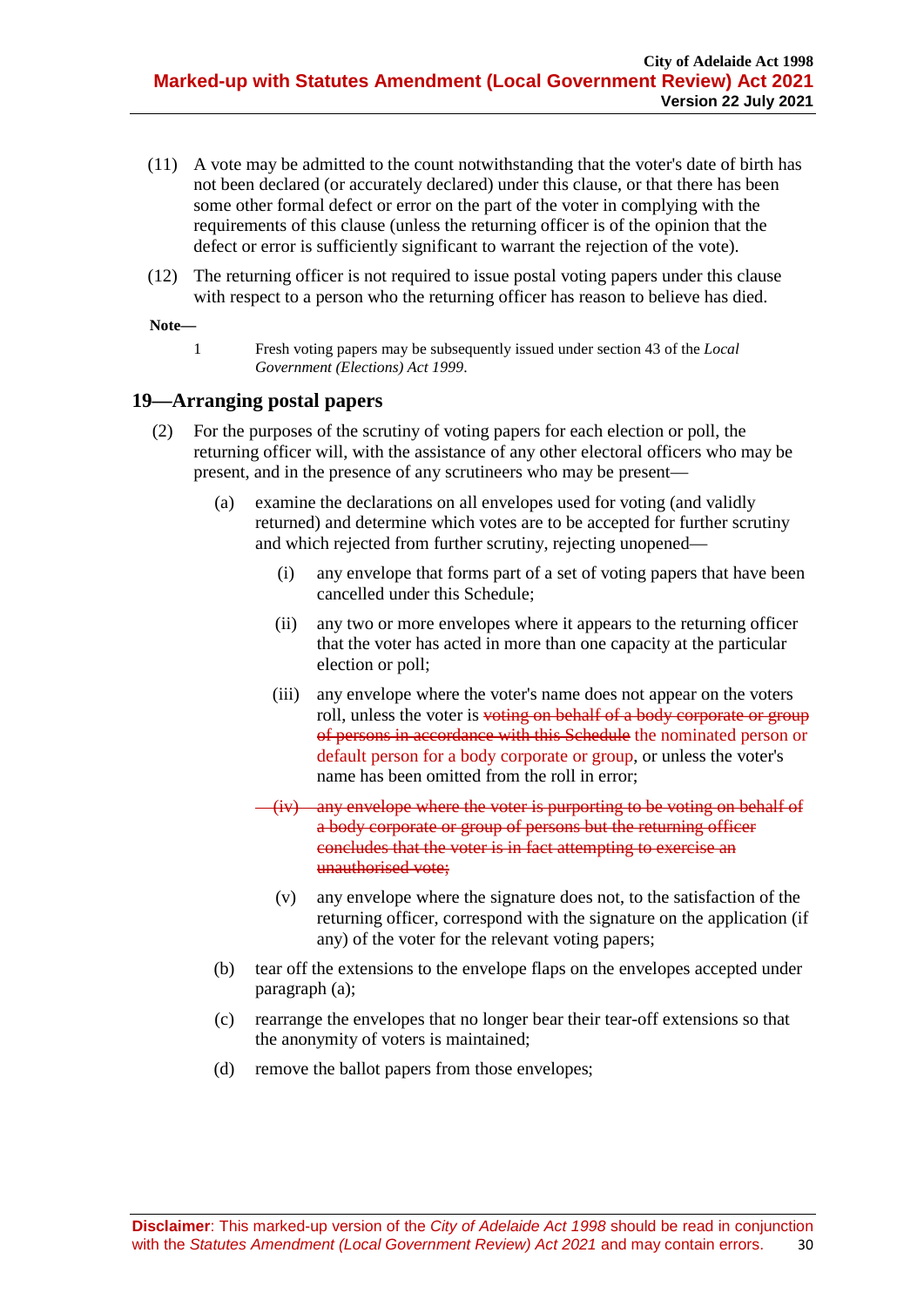(11) A vote may be admitted to the count notwithstanding that the voter's date of birth has not been declared (or accurately declared) under this clause, or that there has been some other formal defect or error on the part of the voter in complying with the requirements of this clause (unless the returning officer is of the opinion that the defect or error is sufficiently significant to warrant the rejection of the vote).

(12) The returning officer is not required to issue postal voting papers under this clause with respect to a person who the returning officer has reason to believe has died.

**Note—**

1 Fresh voting papers may be subsequently issued under section 43 of the *Local Government (Elections) Act 1999*.

## 19—Arranging postal papers

(2) For the purposes of the scrutiny of voting papers for each election or poll, the returning officer will, with the assistance of any other electoral officers who may be present, and in the presence of any scrutineers who may be present—

- (a) examine the declarations on all envelopes used for voting (and validly returned) and determine which votes are to be accepted for further scrutiny and which rejected from further scrutiny, rejecting unopened—
  - (i) any envelope that forms part of a set of voting papers that have been cancelled under this Schedule;
  - (ii) any two or more envelopes where it appears to the returning officer that the voter has acted in more than one capacity at the particular election or poll;
  - (iii) any envelope where the voter's name does not appear on the voters roll, unless the voter is ~~voting on behalf of a body corporate or group of persons in accordance with this Schedule~~ the nominated person or default person for a body corporate or group, or unless the voter's name has been omitted from the roll in error;
  - ~~(iv) any envelope where the voter is purporting to be voting on behalf of a body corporate or group of persons but the returning officer concludes that the voter is in fact attempting to exercise an unauthorised vote;~~
  - (v) any envelope where the signature does not, to the satisfaction of the returning officer, correspond with the signature on the application (if any) of the voter for the relevant voting papers;
- (b) tear off the extensions to the envelope flaps on the envelopes accepted under paragraph (a);
- (c) rearrange the envelopes that no longer bear their tear-off extensions so that the anonymity of voters is maintained;
- (d) remove the ballot papers from those envelopes;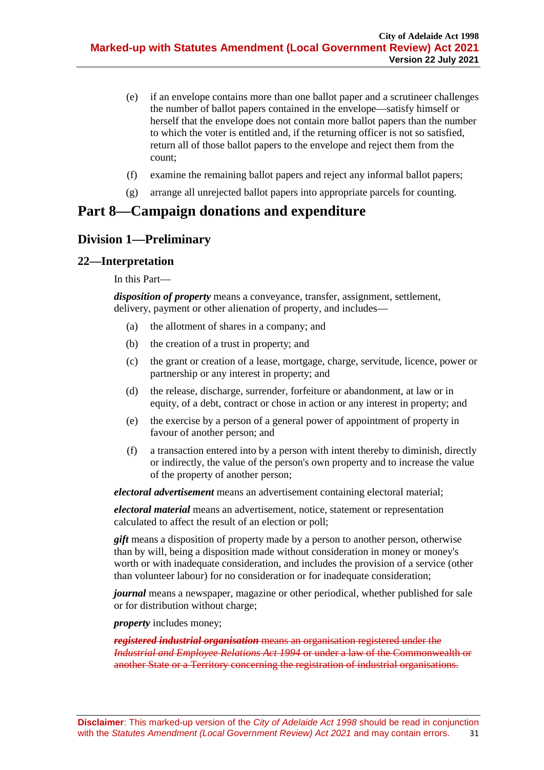(e) if an envelope contains more than one ballot paper and a scrutineer challenges the number of ballot papers contained in the envelope—satisfy himself or herself that the envelope does not contain more ballot papers than the number to which the voter is entitled and, if the returning officer is not so satisfied, return all of those ballot papers to the envelope and reject them from the count;

(f) examine the remaining ballot papers and reject any informal ballot papers;

(g) arrange all unrejected ballot papers into appropriate parcels for counting.

# Part 8—Campaign donations and expenditure

## Division 1—Preliminary

### 22—Interpretation

In this Part—

***disposition of property*** means a conveyance, transfer, assignment, settlement, delivery, payment or other alienation of property, and includes—

(a) the allotment of shares in a company; and

(b) the creation of a trust in property; and

(c) the grant or creation of a lease, mortgage, charge, servitude, licence, power or partnership or any interest in property; and

(d) the release, discharge, surrender, forfeiture or abandonment, at law or in equity, of a debt, contract or chose in action or any interest in property; and

(e) the exercise by a person of a general power of appointment of property in favour of another person; and

(f) a transaction entered into by a person with intent thereby to diminish, directly or indirectly, the value of the person's own property and to increase the value of the property of another person;

***electoral advertisement*** means an advertisement containing electoral material;

***electoral material*** means an advertisement, notice, statement or representation calculated to affect the result of an election or poll;

***gift*** means a disposition of property made by a person to another person, otherwise than by will, being a disposition made without consideration in money or money's worth or with inadequate consideration, and includes the provision of a service (other than volunteer labour) for no consideration or for inadequate consideration;

***journal*** means a newspaper, magazine or other periodical, whether published for sale or for distribution without charge;

***property*** includes money;

~~***registered industrial organisation*** means an organisation registered under the *Industrial and Employee Relations Act 1994* or under a law of the Commonwealth or another State or a Territory concerning the registration of industrial organisations.~~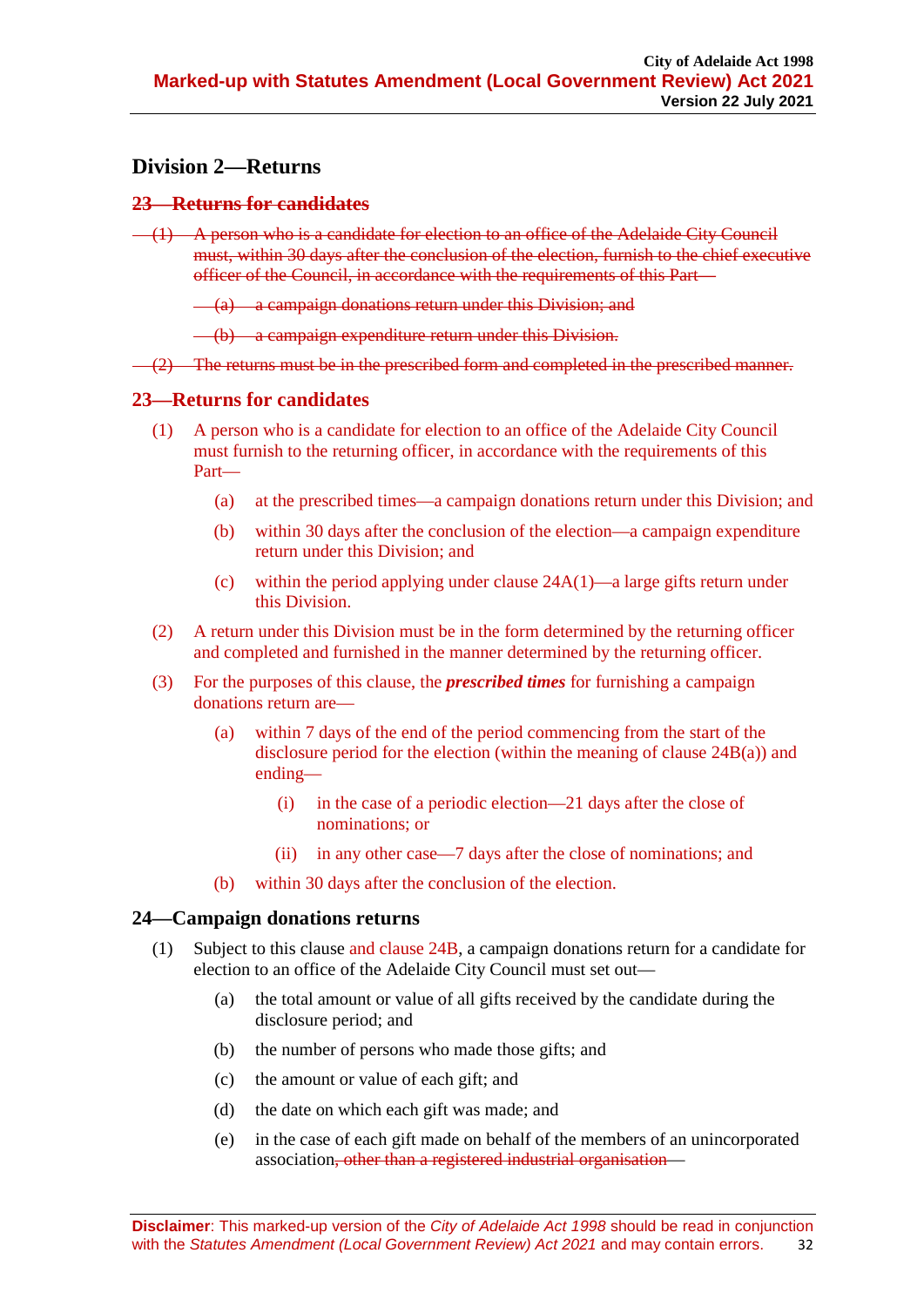## Division 2—Returns

### ~~23—Returns for candidates~~

~~(1) A person who is a candidate for election to an office of the Adelaide City Council must, within 30 days after the conclusion of the election, furnish to the chief executive officer of the Council, in accordance with the requirements of this Part—~~

~~(a) a campaign donations return under this Division; and~~

~~(b) a campaign expenditure return under this Division.~~

~~(2) The returns must be in the prescribed form and completed in the prescribed manner.~~

### 23—Returns for candidates

(1) A person who is a candidate for election to an office of the Adelaide City Council must furnish to the returning officer, in accordance with the requirements of this Part—

- (a) at the prescribed times—a campaign donations return under this Division; and
- (b) within 30 days after the conclusion of the election—a campaign expenditure return under this Division; and
- (c) within the period applying under clause 24A(1)—a large gifts return under this Division.

(2) A return under this Division must be in the form determined by the returning officer and completed and furnished in the manner determined by the returning officer.

(3) For the purposes of this clause, the ***prescribed times*** for furnishing a campaign donations return are—

- (a) within 7 days of the end of the period commencing from the start of the disclosure period for the election (within the meaning of clause 24B(a)) and ending—
  - (i) in the case of a periodic election—21 days after the close of nominations; or
  - (ii) in any other case—7 days after the close of nominations; and
- (b) within 30 days after the conclusion of the election.

### 24—Campaign donations returns

(1) Subject to this clause and clause 24B, a campaign donations return for a candidate for election to an office of the Adelaide City Council must set out—

- (a) the total amount or value of all gifts received by the candidate during the disclosure period; and
- (b) the number of persons who made those gifts; and
- (c) the amount or value of each gift; and
- (d) the date on which each gift was made; and
- (e) in the case of each gift made on behalf of the members of an unincorporated association~~, other than a registered industrial organisation~~—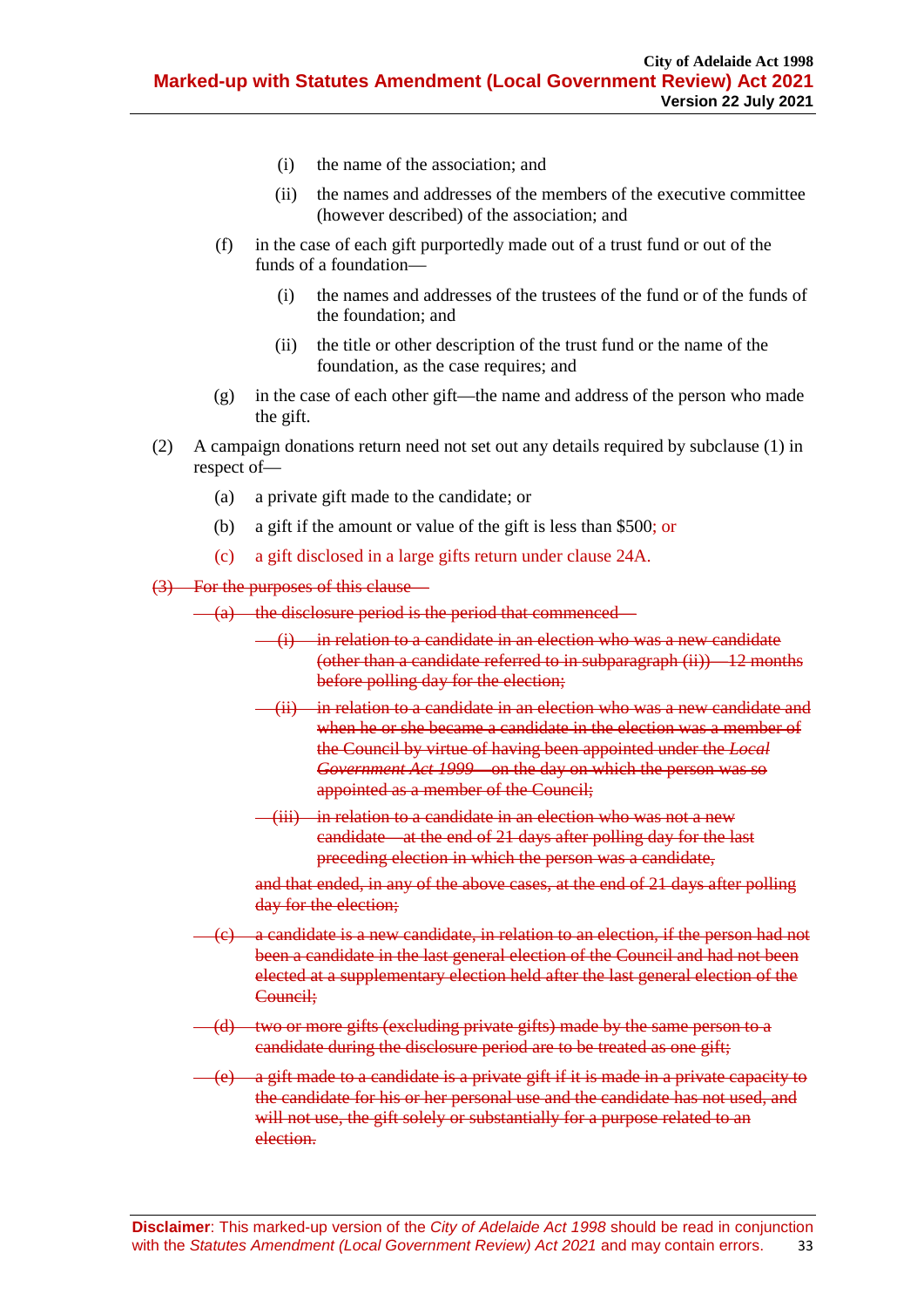(i) the name of the association; and

(ii) the names and addresses of the members of the executive committee (however described) of the association; and

(f) in the case of each gift purportedly made out of a trust fund or out of the funds of a foundation—

(i) the names and addresses of the trustees of the fund or of the funds of the foundation; and

(ii) the title or other description of the trust fund or the name of the foundation, as the case requires; and

(g) in the case of each other gift—the name and address of the person who made the gift.

(2) A campaign donations return need not set out any details required by subclause (1) in respect of—

(a) a private gift made to the candidate; or

(b) a gift if the amount or value of the gift is less than $500; or

(c) a gift disclosed in a large gifts return under clause 24A.

~~(3) For the purposes of this clause—~~

~~(a) the disclosure period is the period that commenced—~~

~~(i) in relation to a candidate in an election who was a new candidate (other than a candidate referred to in subparagraph (ii))—12 months before polling day for the election;~~

~~(ii) in relation to a candidate in an election who was a new candidate and when he or she became a candidate in the election was a member of the Council by virtue of having been appointed under the *Local Government Act 1999*—on the day on which the person was so appointed as a member of the Council;~~

~~(iii) in relation to a candidate in an election who was not a new candidate—at the end of 21 days after polling day for the last preceding election in which the person was a candidate,~~

~~and that ended, in any of the above cases, at the end of 21 days after polling day for the election;~~

~~(c) a candidate is a new candidate, in relation to an election, if the person had not been a candidate in the last general election of the Council and had not been elected at a supplementary election held after the last general election of the Council;~~

~~(d) two or more gifts (excluding private gifts) made by the same person to a candidate during the disclosure period are to be treated as one gift;~~

~~(e) a gift made to a candidate is a private gift if it is made in a private capacity to the candidate for his or her personal use and the candidate has not used, and will not use, the gift solely or substantially for a purpose related to an election.~~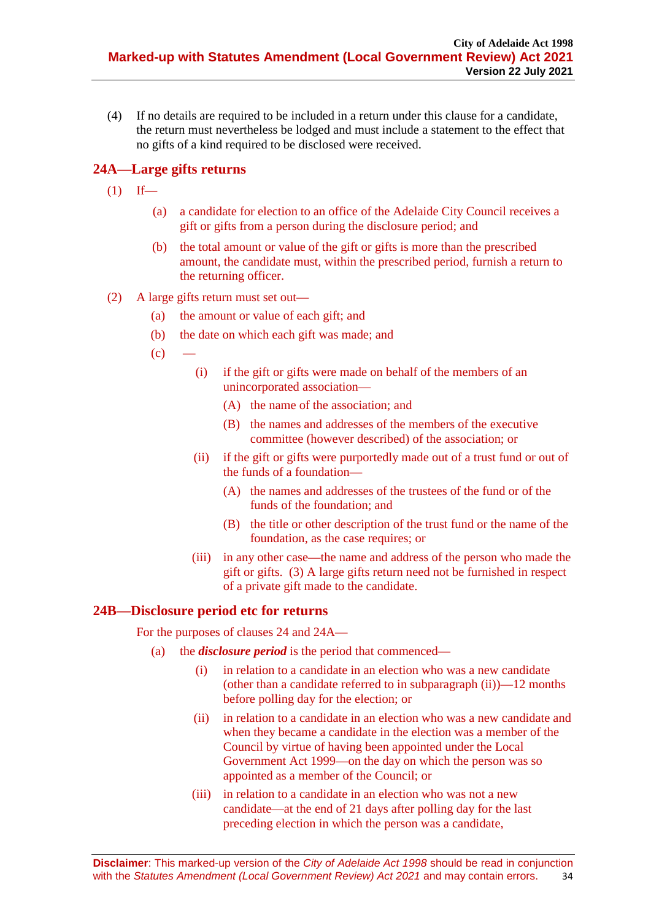(4) If no details are required to be included in a return under this clause for a candidate, the return must nevertheless be lodged and must include a statement to the effect that no gifts of a kind required to be disclosed were received.

## 24A—Large gifts returns

(1) If—

(a) a candidate for election to an office of the Adelaide City Council receives a gift or gifts from a person during the disclosure period; and

(b) the total amount or value of the gift or gifts is more than the prescribed amount, the candidate must, within the prescribed period, furnish a return to the returning officer.

(2) A large gifts return must set out—

(a) the amount or value of each gift; and

(b) the date on which each gift was made; and

(c) —

(i) if the gift or gifts were made on behalf of the members of an unincorporated association—

(A) the name of the association; and

(B) the names and addresses of the members of the executive committee (however described) of the association; or

(ii) if the gift or gifts were purportedly made out of a trust fund or out of the funds of a foundation—

(A) the names and addresses of the trustees of the fund or of the funds of the foundation; and

(B) the title or other description of the trust fund or the name of the foundation, as the case requires; or

(iii) in any other case—the name and address of the person who made the gift or gifts. (3) A large gifts return need not be furnished in respect of a private gift made to the candidate.

## 24B—Disclosure period etc for returns

For the purposes of clauses 24 and 24A—

(a) the ***disclosure period*** is the period that commenced—

(i) in relation to a candidate in an election who was a new candidate (other than a candidate referred to in subparagraph (ii))—12 months before polling day for the election; or

(ii) in relation to a candidate in an election who was a new candidate and when they became a candidate in the election was a member of the Council by virtue of having been appointed under the Local Government Act 1999—on the day on which the person was so appointed as a member of the Council; or

(iii) in relation to a candidate in an election who was not a new candidate—at the end of 21 days after polling day for the last preceding election in which the person was a candidate,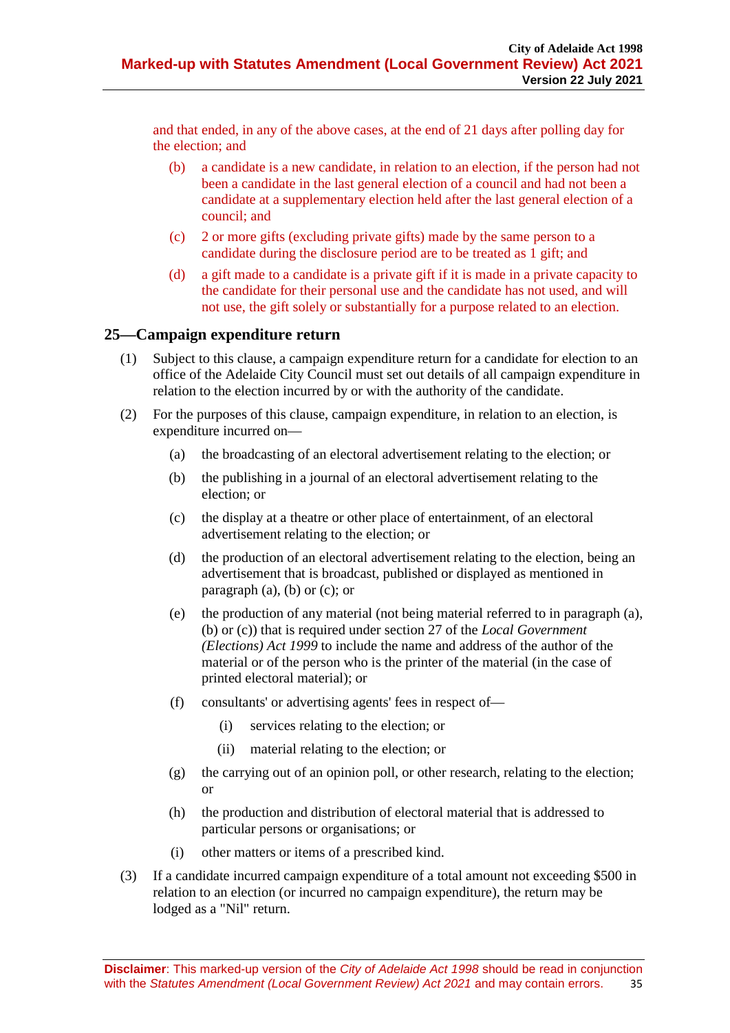and that ended, in any of the above cases, at the end of 21 days after polling day for the election; and

(b) a candidate is a new candidate, in relation to an election, if the person had not been a candidate in the last general election of a council and had not been a candidate at a supplementary election held after the last general election of a council; and

(c) 2 or more gifts (excluding private gifts) made by the same person to a candidate during the disclosure period are to be treated as 1 gift; and

(d) a gift made to a candidate is a private gift if it is made in a private capacity to the candidate for their personal use and the candidate has not used, and will not use, the gift solely or substantially for a purpose related to an election.

## 25—Campaign expenditure return

(1) Subject to this clause, a campaign expenditure return for a candidate for election to an office of the Adelaide City Council must set out details of all campaign expenditure in relation to the election incurred by or with the authority of the candidate.

(2) For the purposes of this clause, campaign expenditure, in relation to an election, is expenditure incurred on—

(a) the broadcasting of an electoral advertisement relating to the election; or

(b) the publishing in a journal of an electoral advertisement relating to the election; or

(c) the display at a theatre or other place of entertainment, of an electoral advertisement relating to the election; or

(d) the production of an electoral advertisement relating to the election, being an advertisement that is broadcast, published or displayed as mentioned in paragraph (a), (b) or (c); or

(e) the production of any material (not being material referred to in paragraph (a), (b) or (c)) that is required under section 27 of the *Local Government (Elections) Act 1999* to include the name and address of the author of the material or of the person who is the printer of the material (in the case of printed electoral material); or

(f) consultants' or advertising agents' fees in respect of—

(i) services relating to the election; or

(ii) material relating to the election; or

(g) the carrying out of an opinion poll, or other research, relating to the election; or

(h) the production and distribution of electoral material that is addressed to particular persons or organisations; or

(i) other matters or items of a prescribed kind.

(3) If a candidate incurred campaign expenditure of a total amount not exceeding $500 in relation to an election (or incurred no campaign expenditure), the return may be lodged as a "Nil" return.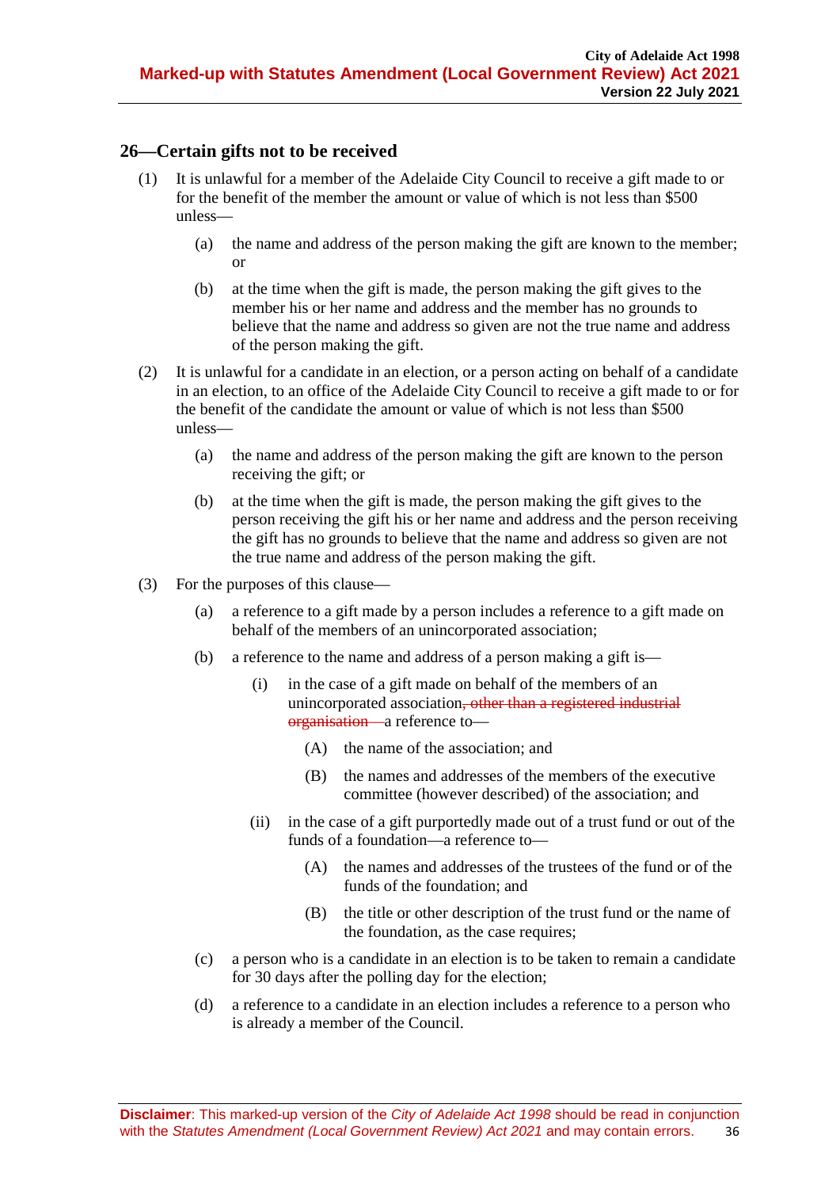## 26—Certain gifts not to be received

(1) It is unlawful for a member of the Adelaide City Council to receive a gift made to or for the benefit of the member the amount or value of which is not less than $500 unless—

(a) the name and address of the person making the gift are known to the member; or

(b) at the time when the gift is made, the person making the gift gives to the member his or her name and address and the member has no grounds to believe that the name and address so given are not the true name and address of the person making the gift.

(2) It is unlawful for a candidate in an election, or a person acting on behalf of a candidate in an election, to an office of the Adelaide City Council to receive a gift made to or for the benefit of the candidate the amount or value of which is not less than $500 unless—

(a) the name and address of the person making the gift are known to the person receiving the gift; or

(b) at the time when the gift is made, the person making the gift gives to the person receiving the gift his or her name and address and the person receiving the gift has no grounds to believe that the name and address so given are not the true name and address of the person making the gift.

(3) For the purposes of this clause—

(a) a reference to a gift made by a person includes a reference to a gift made on behalf of the members of an unincorporated association;

(b) a reference to the name and address of a person making a gift is—

(i) in the case of a gift made on behalf of the members of an unincorporated association~~, other than a registered industrial organisation—~~a reference to—

(A) the name of the association; and

(B) the names and addresses of the members of the executive committee (however described) of the association; and

(ii) in the case of a gift purportedly made out of a trust fund or out of the funds of a foundation—a reference to—

(A) the names and addresses of the trustees of the fund or of the funds of the foundation; and

(B) the title or other description of the trust fund or the name of the foundation, as the case requires;

(c) a person who is a candidate in an election is to be taken to remain a candidate for 30 days after the polling day for the election;

(d) a reference to a candidate in an election includes a reference to a person who is already a member of the Council.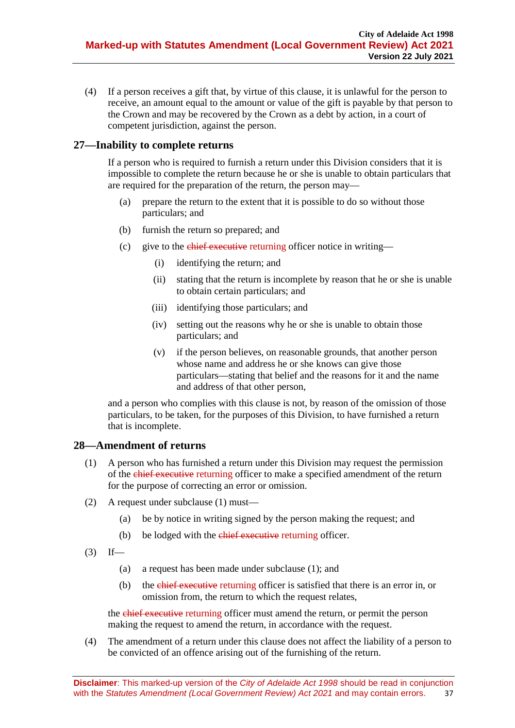(4) If a person receives a gift that, by virtue of this clause, it is unlawful for the person to receive, an amount equal to the amount or value of the gift is payable by that person to the Crown and may be recovered by the Crown as a debt by action, in a court of competent jurisdiction, against the person.

## 27—Inability to complete returns

If a person who is required to furnish a return under this Division considers that it is impossible to complete the return because he or she is unable to obtain particulars that are required for the preparation of the return, the person may—

- (a) prepare the return to the extent that it is possible to do so without those particulars; and
- (b) furnish the return so prepared; and
- (c) give to the ~~chief executive~~ returning officer notice in writing—
  - (i) identifying the return; and
  - (ii) stating that the return is incomplete by reason that he or she is unable to obtain certain particulars; and
  - (iii) identifying those particulars; and
  - (iv) setting out the reasons why he or she is unable to obtain those particulars; and
  - (v) if the person believes, on reasonable grounds, that another person whose name and address he or she knows can give those particulars—stating that belief and the reasons for it and the name and address of that other person,

and a person who complies with this clause is not, by reason of the omission of those particulars, to be taken, for the purposes of this Division, to have furnished a return that is incomplete.

## 28—Amendment of returns

(1) A person who has furnished a return under this Division may request the permission of the ~~chief executive~~ returning officer to make a specified amendment of the return for the purpose of correcting an error or omission.

(2) A request under subclause (1) must—

- (a) be by notice in writing signed by the person making the request; and
- (b) be lodged with the ~~chief executive~~ returning officer.

(3) If—

- (a) a request has been made under subclause (1); and
- (b) the ~~chief executive~~ returning officer is satisfied that there is an error in, or omission from, the return to which the request relates,

the ~~chief executive~~ returning officer must amend the return, or permit the person making the request to amend the return, in accordance with the request.

(4) The amendment of a return under this clause does not affect the liability of a person to be convicted of an offence arising out of the furnishing of the return.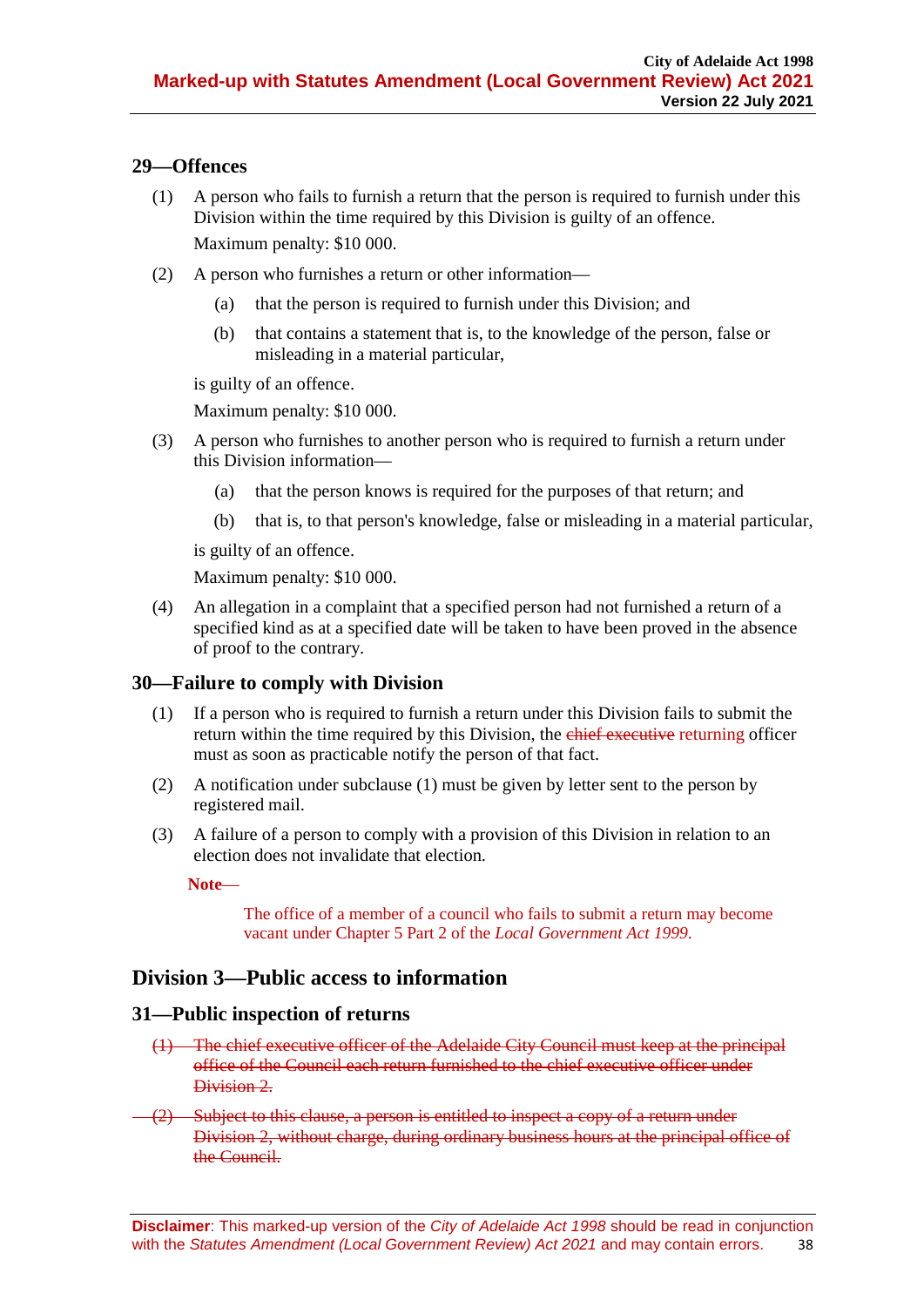### 29—Offences

(1) A person who fails to furnish a return that the person is required to furnish under this Division within the time required by this Division is guilty of an offence.

Maximum penalty: $10 000.

(2) A person who furnishes a return or other information—

(a) that the person is required to furnish under this Division; and

(b) that contains a statement that is, to the knowledge of the person, false or misleading in a material particular,

is guilty of an offence.

Maximum penalty: $10 000.

(3) A person who furnishes to another person who is required to furnish a return under this Division information—

(a) that the person knows is required for the purposes of that return; and

(b) that is, to that person's knowledge, false or misleading in a material particular,

is guilty of an offence.

Maximum penalty: $10 000.

(4) An allegation in a complaint that a specified person had not furnished a return of a specified kind as at a specified date will be taken to have been proved in the absence of proof to the contrary.

### 30—Failure to comply with Division

(1) If a person who is required to furnish a return under this Division fails to submit the return within the time required by this Division, the ~~chief executive~~ returning officer must as soon as practicable notify the person of that fact.

(2) A notification under subclause (1) must be given by letter sent to the person by registered mail.

(3) A failure of a person to comply with a provision of this Division in relation to an election does not invalidate that election.

**Note**—

The office of a member of a council who fails to submit a return may become vacant under Chapter 5 Part 2 of the *Local Government Act 1999*.

## Division 3—Public access to information

### 31—Public inspection of returns

~~(1) The chief executive officer of the Adelaide City Council must keep at the principal office of the Council each return furnished to the chief executive officer under Division 2.~~

~~(2) Subject to this clause, a person is entitled to inspect a copy of a return under Division 2, without charge, during ordinary business hours at the principal office of the Council.~~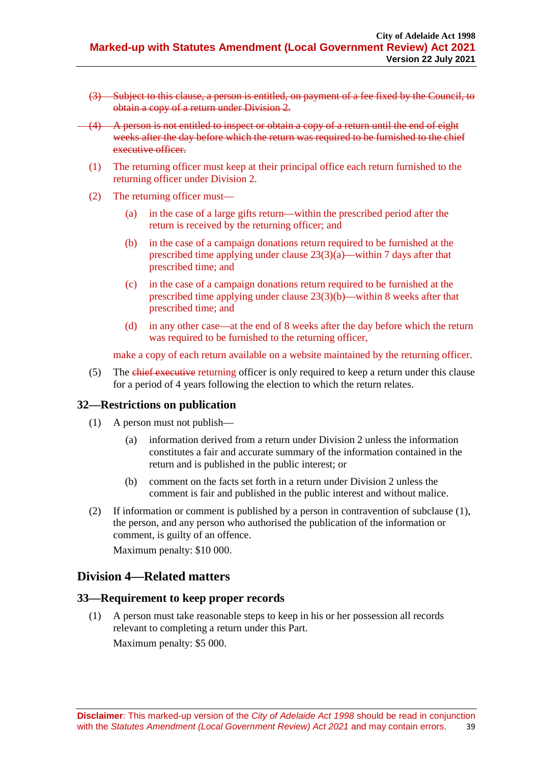~~(3) Subject to this clause, a person is entitled, on payment of a fee fixed by the Council, to obtain a copy of a return under Division 2.~~

~~(4) A person is not entitled to inspect or obtain a copy of a return until the end of eight weeks after the day before which the return was required to be furnished to the chief executive officer.~~

(1) The returning officer must keep at their principal office each return furnished to the returning officer under Division 2.

(2) The returning officer must—

- (a) in the case of a large gifts return—within the prescribed period after the return is received by the returning officer; and
- (b) in the case of a campaign donations return required to be furnished at the prescribed time applying under clause 23(3)(a)—within 7 days after that prescribed time; and
- (c) in the case of a campaign donations return required to be furnished at the prescribed time applying under clause 23(3)(b)—within 8 weeks after that prescribed time; and
- (d) in any other case—at the end of 8 weeks after the day before which the return was required to be furnished to the returning officer,

make a copy of each return available on a website maintained by the returning officer.

(5) The ~~chief executive~~ returning officer is only required to keep a return under this clause for a period of 4 years following the election to which the return relates.

### 32—Restrictions on publication

(1) A person must not publish—

- (a) information derived from a return under Division 2 unless the information constitutes a fair and accurate summary of the information contained in the return and is published in the public interest; or
- (b) comment on the facts set forth in a return under Division 2 unless the comment is fair and published in the public interest and without malice.

(2) If information or comment is published by a person in contravention of subclause (1), the person, and any person who authorised the publication of the information or comment, is guilty of an offence.

Maximum penalty: $10 000.

## Division 4—Related matters

### 33—Requirement to keep proper records

(1) A person must take reasonable steps to keep in his or her possession all records relevant to completing a return under this Part.

Maximum penalty: $5 000.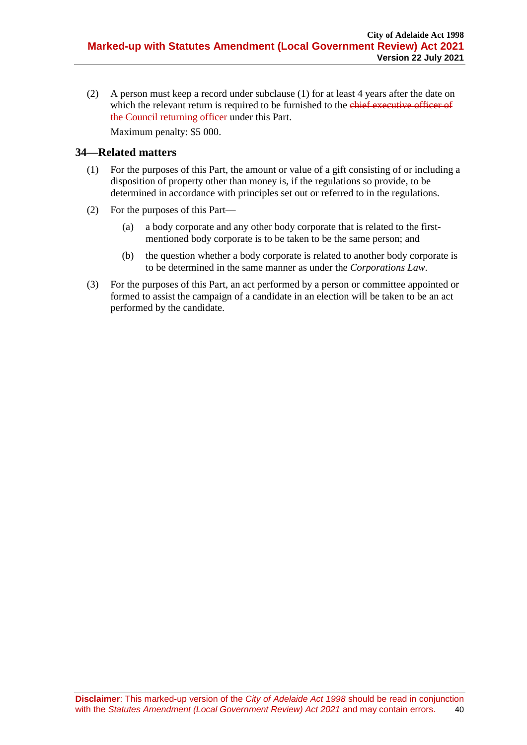(2) A person must keep a record under subclause (1) for at least 4 years after the date on which the relevant return is required to be furnished to the ~~chief executive officer of the Council~~ returning officer under this Part.

Maximum penalty: $5 000.

## 34—Related matters

(1) For the purposes of this Part, the amount or value of a gift consisting of or including a disposition of property other than money is, if the regulations so provide, to be determined in accordance with principles set out or referred to in the regulations.

(2) For the purposes of this Part—

(a) a body corporate and any other body corporate that is related to the first-mentioned body corporate is to be taken to be the same person; and

(b) the question whether a body corporate is related to another body corporate is to be determined in the same manner as under the *Corporations Law*.

(3) For the purposes of this Part, an act performed by a person or committee appointed or formed to assist the campaign of a candidate in an election will be taken to be an act performed by the candidate.